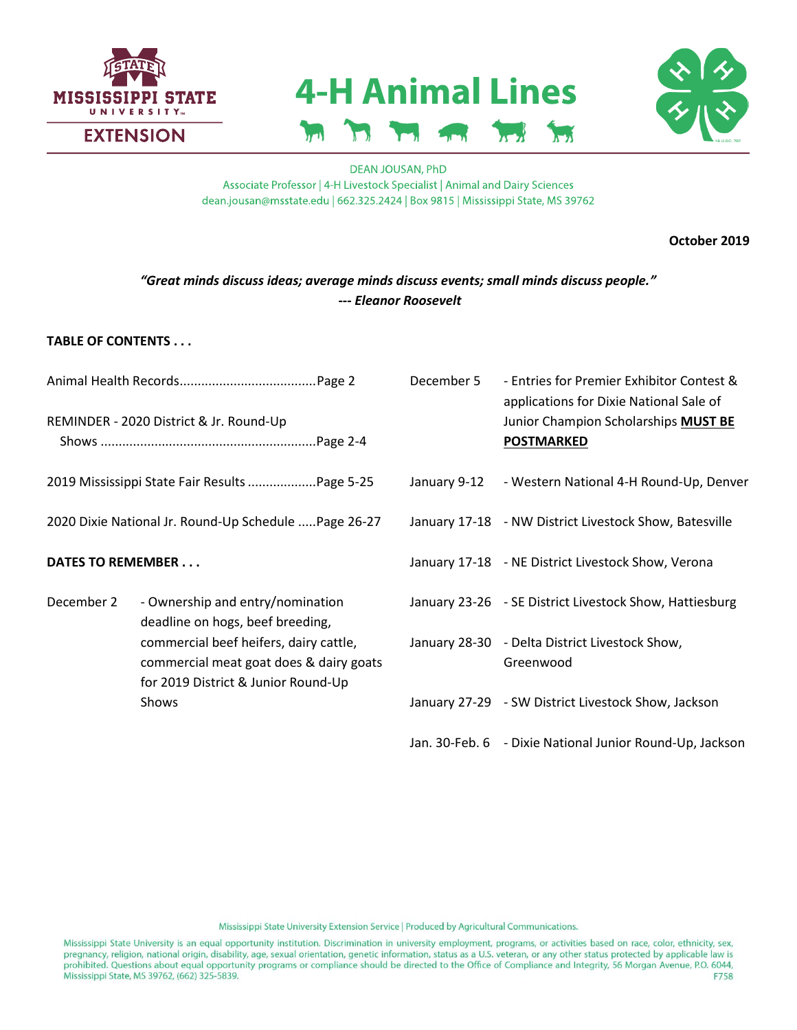# 4-H Animal Lines

MISSISSIPPI STATE UNIVERSITY EXTENSION

DEAN JOUSAN, PhD
Associate Professor | 4-H Livestock Specialist | Animal and Dairy Sciences
dean.jousan@msstate.edu | 662.325.2424 | Box 9815 | Mississippi State, MS 39762

**October 2019**

***"Great minds discuss ideas; average minds discuss events; small minds discuss people."***
***--- Eleanor Roosevelt***

**TABLE OF CONTENTS . . .**

Animal Health Records.....................................Page 2

REMINDER - 2020 District & Jr. Round-Up Shows ...........................................................Page 2-4

2019 Mississippi State Fair Results ..................Page 5-25

2020 Dixie National Jr. Round-Up Schedule .....Page 26-27

**DATES TO REMEMBER . . .**

| | |
|---|---|
| December 2 | - Ownership and entry/nomination deadline on hogs, beef breeding, commercial beef heifers, dairy cattle, commercial meat goat does & dairy goats for 2019 District & Junior Round-Up Shows |
| December 5 | - Entries for Premier Exhibitor Contest & applications for Dixie National Sale of Junior Champion Scholarships **MUST BE POSTMARKED** |
| January 9-12 | - Western National 4-H Round-Up, Denver |
| January 17-18 | - NW District Livestock Show, Batesville |
| January 17-18 | - NE District Livestock Show, Verona |
| January 23-26 | - SE District Livestock Show, Hattiesburg |
| January 28-30 | - Delta District Livestock Show, Greenwood |
| January 27-29 | - SW District Livestock Show, Jackson |
| Jan. 30-Feb. 6 | - Dixie National Junior Round-Up, Jackson |

Mississippi State University Extension Service | Produced by Agricultural Communications.

Mississippi State University is an equal opportunity institution. Discrimination in university employment, programs, or activities based on race, color, ethnicity, sex, pregnancy, religion, national origin, disability, age, sexual orientation, genetic information, status as a U.S. veteran, or any other status protected by applicable law is prohibited. Questions about equal opportunity programs or compliance should be directed to the Office of Compliance and Integrity, 56 Morgan Avenue, P.O. 6044, Mississippi State, MS 39762, (662) 325-5839.
F758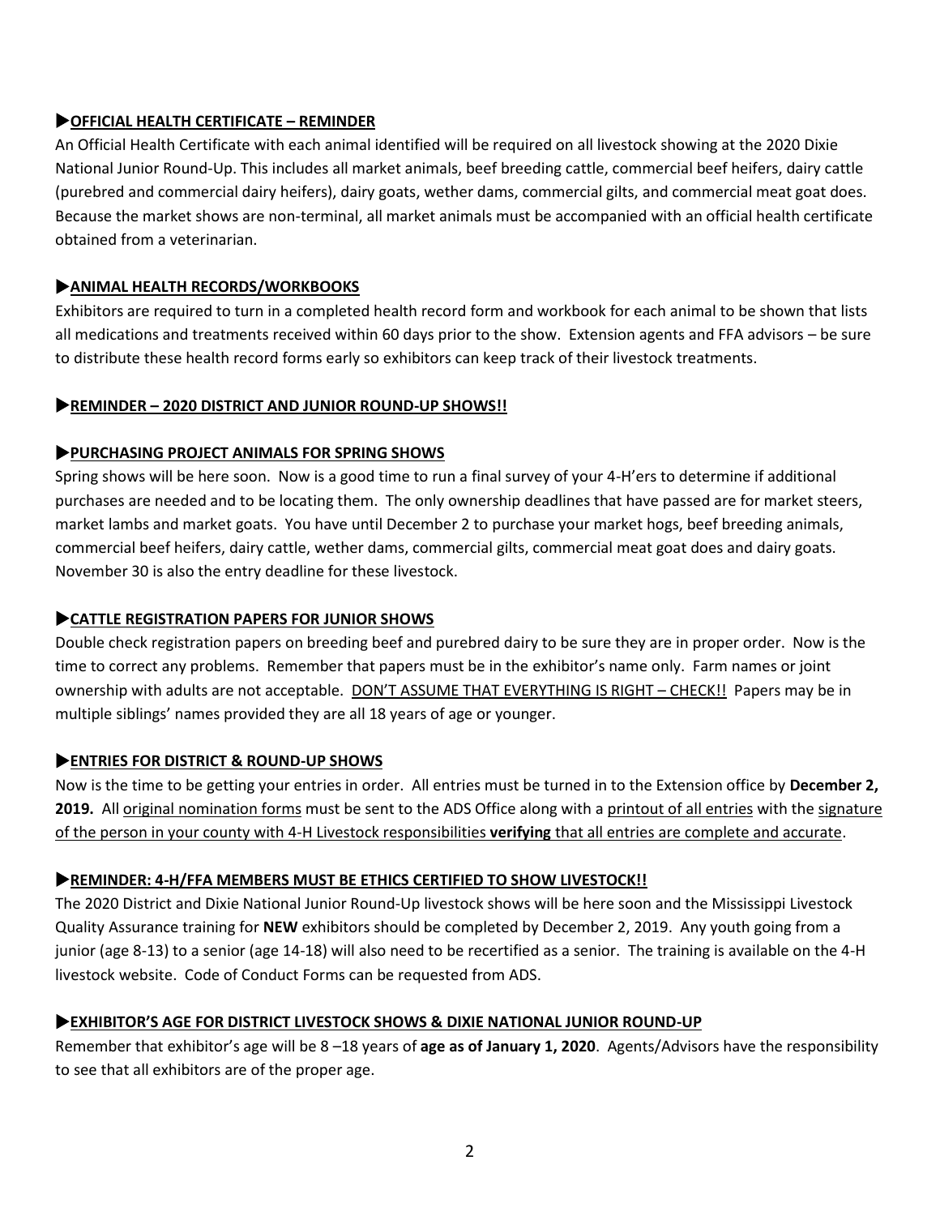### ▶OFFICIAL HEALTH CERTIFICATE – REMINDER

An Official Health Certificate with each animal identified will be required on all livestock showing at the 2020 Dixie National Junior Round-Up. This includes all market animals, beef breeding cattle, commercial beef heifers, dairy cattle (purebred and commercial dairy heifers), dairy goats, wether dams, commercial gilts, and commercial meat goat does. Because the market shows are non-terminal, all market animals must be accompanied with an official health certificate obtained from a veterinarian.

### ▶ANIMAL HEALTH RECORDS/WORKBOOKS

Exhibitors are required to turn in a completed health record form and workbook for each animal to be shown that lists all medications and treatments received within 60 days prior to the show. Extension agents and FFA advisors – be sure to distribute these health record forms early so exhibitors can keep track of their livestock treatments.

### ▶REMINDER – 2020 DISTRICT AND JUNIOR ROUND-UP SHOWS!!

### ▶PURCHASING PROJECT ANIMALS FOR SPRING SHOWS

Spring shows will be here soon. Now is a good time to run a final survey of your 4-H'ers to determine if additional purchases are needed and to be locating them. The only ownership deadlines that have passed are for market steers, market lambs and market goats. You have until December 2 to purchase your market hogs, beef breeding animals, commercial beef heifers, dairy cattle, wether dams, commercial gilts, commercial meat goat does and dairy goats. November 30 is also the entry deadline for these livestock.

### ▶CATTLE REGISTRATION PAPERS FOR JUNIOR SHOWS

Double check registration papers on breeding beef and purebred dairy to be sure they are in proper order. Now is the time to correct any problems. Remember that papers must be in the exhibitor's name only. Farm names or joint ownership with adults are not acceptable. DON'T ASSUME THAT EVERYTHING IS RIGHT – CHECK!! Papers may be in multiple siblings' names provided they are all 18 years of age or younger.

### ▶ENTRIES FOR DISTRICT & ROUND-UP SHOWS

Now is the time to be getting your entries in order. All entries must be turned in to the Extension office by **December 2, 2019.** All original nomination forms must be sent to the ADS Office along with a printout of all entries with the signature of the person in your county with 4-H Livestock responsibilities **verifying** that all entries are complete and accurate.

### ▶REMINDER: 4-H/FFA MEMBERS MUST BE ETHICS CERTIFIED TO SHOW LIVESTOCK!!

The 2020 District and Dixie National Junior Round-Up livestock shows will be here soon and the Mississippi Livestock Quality Assurance training for **NEW** exhibitors should be completed by December 2, 2019. Any youth going from a junior (age 8-13) to a senior (age 14-18) will also need to be recertified as a senior. The training is available on the 4-H livestock website. Code of Conduct Forms can be requested from ADS.

### ▶EXHIBITOR'S AGE FOR DISTRICT LIVESTOCK SHOWS & DIXIE NATIONAL JUNIOR ROUND-UP

Remember that exhibitor's age will be 8 –18 years of **age as of January 1, 2020**. Agents/Advisors have the responsibility to see that all exhibitors are of the proper age.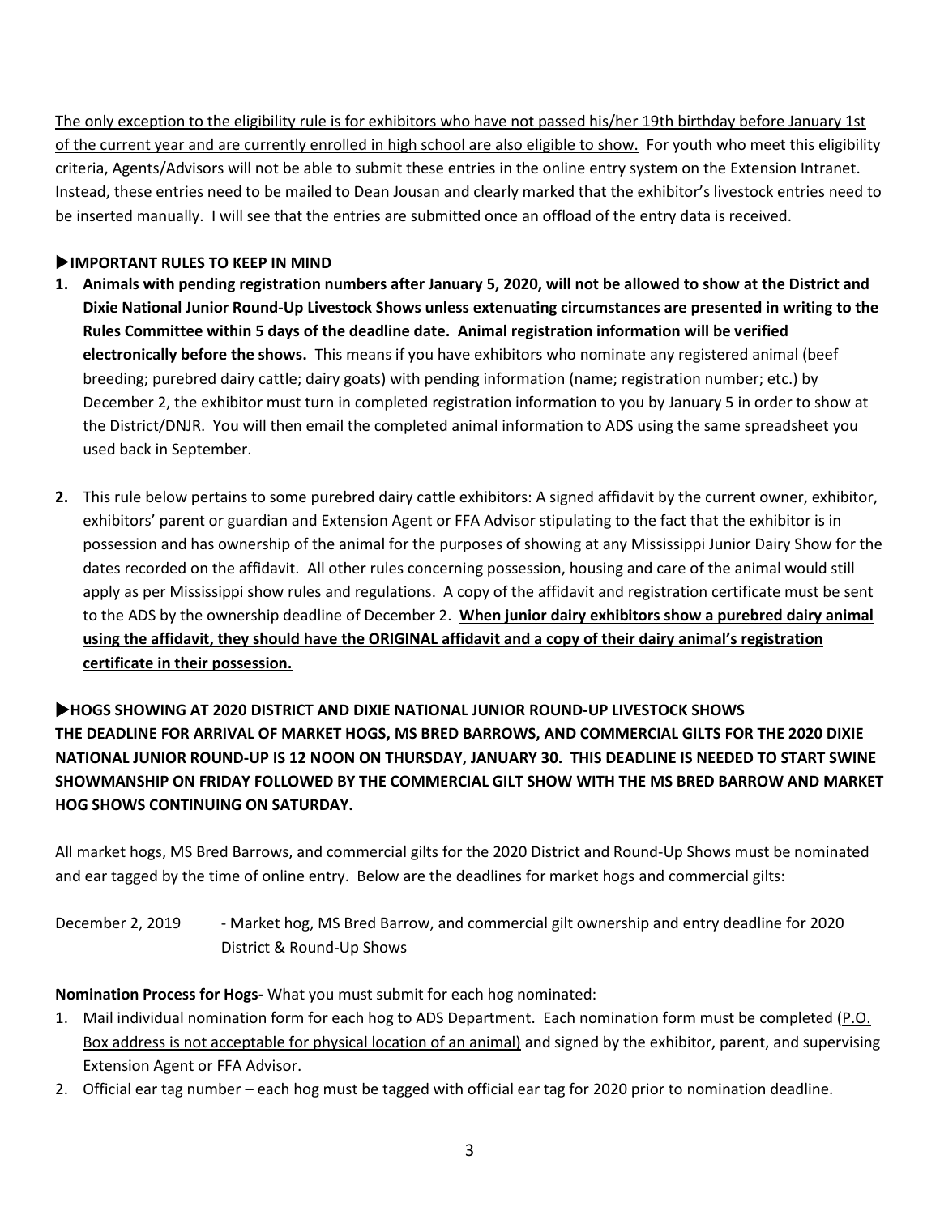<u>The only exception to the eligibility rule is for exhibitors who have not passed his/her 19th birthday before January 1st of the current year and are currently enrolled in high school are also eligible to show.</u> For youth who meet this eligibility criteria, Agents/Advisors will not be able to submit these entries in the online entry system on the Extension Intranet. Instead, these entries need to be mailed to Dean Jousan and clearly marked that the exhibitor's livestock entries need to be inserted manually. I will see that the entries are submitted once an offload of the entry data is received.

### ▶<u>IMPORTANT RULES TO KEEP IN MIND</u>

1. **Animals with pending registration numbers after January 5, 2020, will not be allowed to show at the District and Dixie National Junior Round-Up Livestock Shows unless extenuating circumstances are presented in writing to the Rules Committee within 5 days of the deadline date. Animal registration information will be verified electronically before the shows.** This means if you have exhibitors who nominate any registered animal (beef breeding; purebred dairy cattle; dairy goats) with pending information (name; registration number; etc.) by December 2, the exhibitor must turn in completed registration information to you by January 5 in order to show at the District/DNJR. You will then email the completed animal information to ADS using the same spreadsheet you used back in September.

2. This rule below pertains to some purebred dairy cattle exhibitors: A signed affidavit by the current owner, exhibitor, exhibitors' parent or guardian and Extension Agent or FFA Advisor stipulating to the fact that the exhibitor is in possession and has ownership of the animal for the purposes of showing at any Mississippi Junior Dairy Show for the dates recorded on the affidavit. All other rules concerning possession, housing and care of the animal would still apply as per Mississippi show rules and regulations. A copy of the affidavit and registration certificate must be sent to the ADS by the ownership deadline of December 2. **<u>When junior dairy exhibitors show a purebred dairy animal using the affidavit, they should have the ORIGINAL affidavit and a copy of their dairy animal's registration certificate in their possession.</u>**

### ▶<u>HOGS SHOWING AT 2020 DISTRICT AND DIXIE NATIONAL JUNIOR ROUND-UP LIVESTOCK SHOWS</u>

**THE DEADLINE FOR ARRIVAL OF MARKET HOGS, MS BRED BARROWS, AND COMMERCIAL GILTS FOR THE 2020 DIXIE NATIONAL JUNIOR ROUND-UP IS 12 NOON ON THURSDAY, JANUARY 30. THIS DEADLINE IS NEEDED TO START SWINE SHOWMANSHIP ON FRIDAY FOLLOWED BY THE COMMERCIAL GILT SHOW WITH THE MS BRED BARROW AND MARKET HOG SHOWS CONTINUING ON SATURDAY.**

All market hogs, MS Bred Barrows, and commercial gilts for the 2020 District and Round-Up Shows must be nominated and ear tagged by the time of online entry. Below are the deadlines for market hogs and commercial gilts:

December 2, 2019 - Market hog, MS Bred Barrow, and commercial gilt ownership and entry deadline for 2020 District & Round-Up Shows

**Nomination Process for Hogs-** What you must submit for each hog nominated:

1. Mail individual nomination form for each hog to ADS Department. Each nomination form must be completed (<u>P.O. Box address is not acceptable for physical location of an animal)</u> and signed by the exhibitor, parent, and supervising Extension Agent or FFA Advisor.
2. Official ear tag number – each hog must be tagged with official ear tag for 2020 prior to nomination deadline.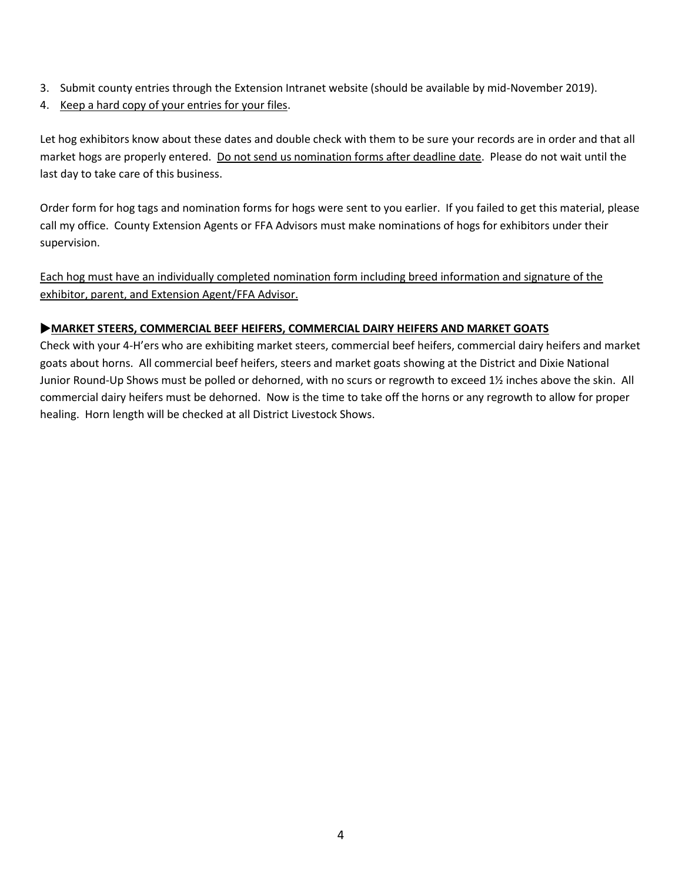3. Submit county entries through the Extension Intranet website (should be available by mid-November 2019).
4. Keep a hard copy of your entries for your files.

Let hog exhibitors know about these dates and double check with them to be sure your records are in order and that all market hogs are properly entered. Do not send us nomination forms after deadline date. Please do not wait until the last day to take care of this business.

Order form for hog tags and nomination forms for hogs were sent to you earlier. If you failed to get this material, please call my office. County Extension Agents or FFA Advisors must make nominations of hogs for exhibitors under their supervision.

Each hog must have an individually completed nomination form including breed information and signature of the exhibitor, parent, and Extension Agent/FFA Advisor.

### ▶MARKET STEERS, COMMERCIAL BEEF HEIFERS, COMMERCIAL DAIRY HEIFERS AND MARKET GOATS

Check with your 4-H'ers who are exhibiting market steers, commercial beef heifers, commercial dairy heifers and market goats about horns. All commercial beef heifers, steers and market goats showing at the District and Dixie National Junior Round-Up Shows must be polled or dehorned, with no scurs or regrowth to exceed 1½ inches above the skin. All commercial dairy heifers must be dehorned. Now is the time to take off the horns or any regrowth to allow for proper healing. Horn length will be checked at all District Livestock Shows.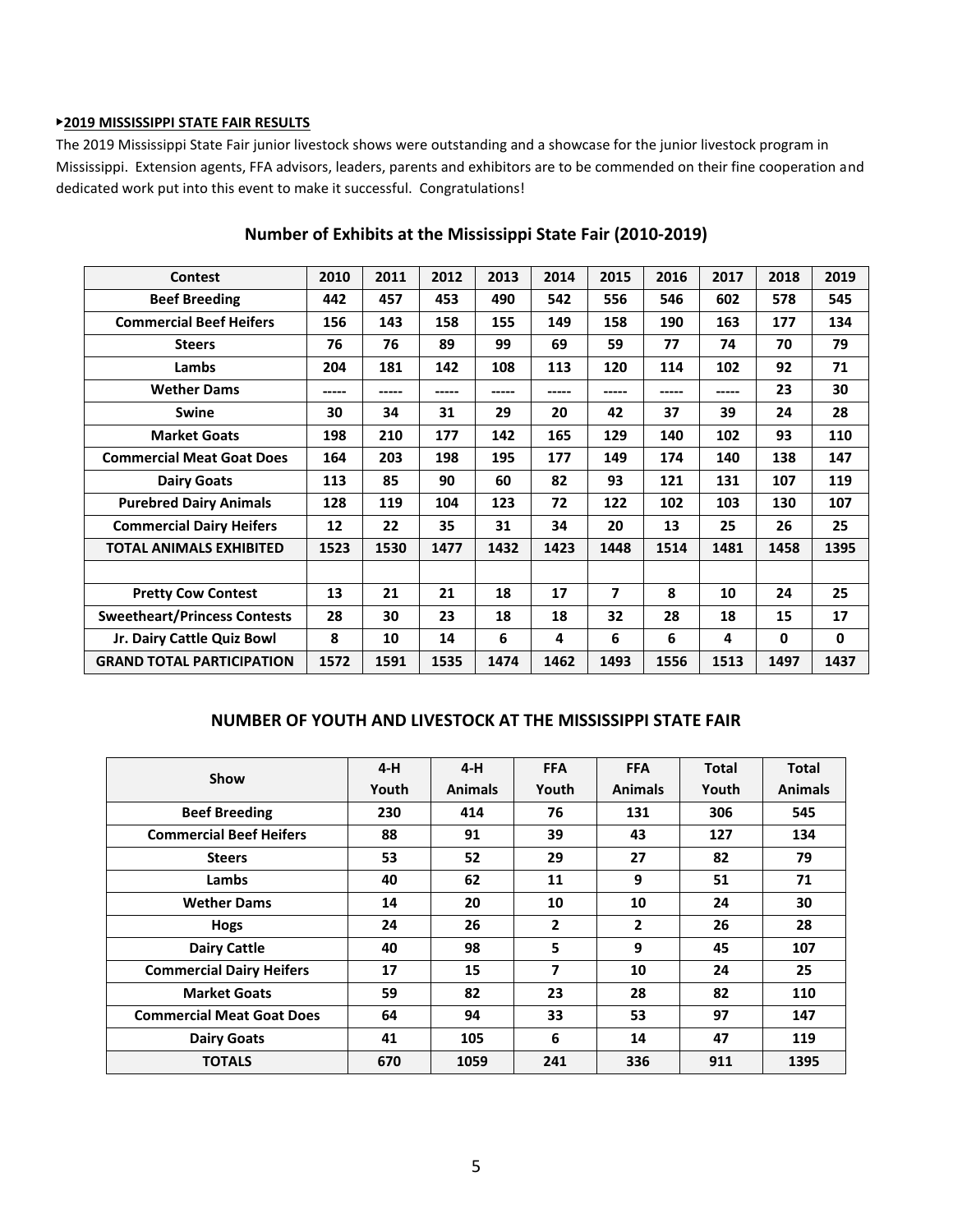**▸2019 MISSISSIPPI STATE FAIR RESULTS**

The 2019 Mississippi State Fair junior livestock shows were outstanding and a showcase for the junior livestock program in Mississippi. Extension agents, FFA advisors, leaders, parents and exhibitors are to be commended on their fine cooperation and dedicated work put into this event to make it successful. Congratulations!

## Number of Exhibits at the Mississippi State Fair (2010-2019)

| Contest | 2010 | 2011 | 2012 | 2013 | 2014 | 2015 | 2016 | 2017 | 2018 | 2019 |
|---|---|---|---|---|---|---|---|---|---|---|
| **Beef Breeding** | 442 | 457 | 453 | 490 | 542 | 556 | 546 | 602 | 578 | 545 |
| **Commercial Beef Heifers** | 156 | 143 | 158 | 155 | 149 | 158 | 190 | 163 | 177 | 134 |
| **Steers** | 76 | 76 | 89 | 99 | 69 | 59 | 77 | 74 | 70 | 79 |
| **Lambs** | 204 | 181 | 142 | 108 | 113 | 120 | 114 | 102 | 92 | 71 |
| **Wether Dams** | ----- | ----- | ----- | ----- | ----- | ----- | ----- | ----- | 23 | 30 |
| **Swine** | 30 | 34 | 31 | 29 | 20 | 42 | 37 | 39 | 24 | 28 |
| **Market Goats** | 198 | 210 | 177 | 142 | 165 | 129 | 140 | 102 | 93 | 110 |
| **Commercial Meat Goat Does** | 164 | 203 | 198 | 195 | 177 | 149 | 174 | 140 | 138 | 147 |
| **Dairy Goats** | 113 | 85 | 90 | 60 | 82 | 93 | 121 | 131 | 107 | 119 |
| **Purebred Dairy Animals** | 128 | 119 | 104 | 123 | 72 | 122 | 102 | 103 | 130 | 107 |
| **Commercial Dairy Heifers** | 12 | 22 | 35 | 31 | 34 | 20 | 13 | 25 | 26 | 25 |
| **TOTAL ANIMALS EXHIBITED** | 1523 | 1530 | 1477 | 1432 | 1423 | 1448 | 1514 | 1481 | 1458 | 1395 |
| | | | | | | | | | | |
| **Pretty Cow Contest** | 13 | 21 | 21 | 18 | 17 | 7 | 8 | 10 | 24 | 25 |
| **Sweetheart/Princess Contests** | 28 | 30 | 23 | 18 | 18 | 32 | 28 | 18 | 15 | 17 |
| **Jr. Dairy Cattle Quiz Bowl** | 8 | 10 | 14 | 6 | 4 | 6 | 6 | 4 | 0 | 0 |
| **GRAND TOTAL PARTICIPATION** | 1572 | 1591 | 1535 | 1474 | 1462 | 1493 | 1556 | 1513 | 1497 | 1437 |

## NUMBER OF YOUTH AND LIVESTOCK AT THE MISSISSIPPI STATE FAIR

| Show | 4-H Youth | 4-H Animals | FFA Youth | FFA Animals | Total Youth | Total Animals |
|---|---|---|---|---|---|---|
| **Beef Breeding** | 230 | 414 | 76 | 131 | 306 | 545 |
| **Commercial Beef Heifers** | 88 | 91 | 39 | 43 | 127 | 134 |
| **Steers** | 53 | 52 | 29 | 27 | 82 | 79 |
| **Lambs** | 40 | 62 | 11 | 9 | 51 | 71 |
| **Wether Dams** | 14 | 20 | 10 | 10 | 24 | 30 |
| **Hogs** | 24 | 26 | 2 | 2 | 26 | 28 |
| **Dairy Cattle** | 40 | 98 | 5 | 9 | 45 | 107 |
| **Commercial Dairy Heifers** | 17 | 15 | 7 | 10 | 24 | 25 |
| **Market Goats** | 59 | 82 | 23 | 28 | 82 | 110 |
| **Commercial Meat Goat Does** | 64 | 94 | 33 | 53 | 97 | 147 |
| **Dairy Goats** | 41 | 105 | 6 | 14 | 47 | 119 |
| **TOTALS** | 670 | 1059 | 241 | 336 | 911 | 1395 |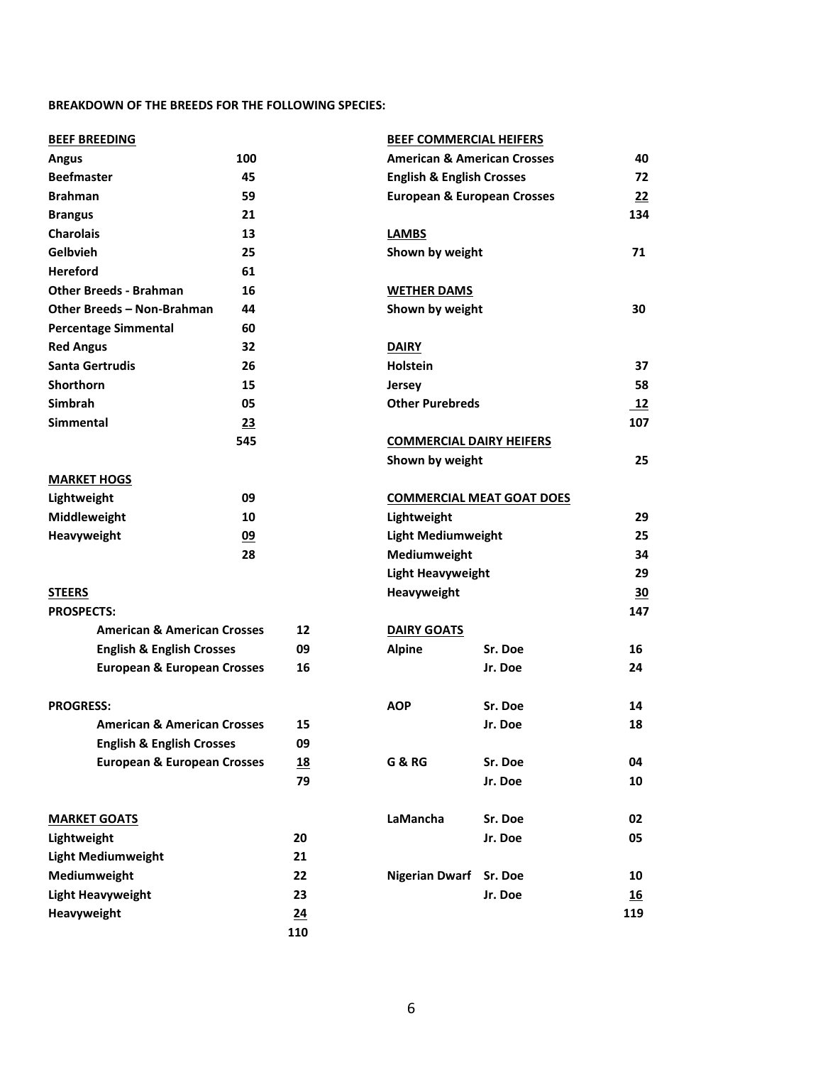**BREAKDOWN OF THE BREEDS FOR THE FOLLOWING SPECIES:**

**BEEF BREEDING**

| Breed | Count |
|---|---|
| Angus | 100 |
| Beefmaster | 45 |
| Brahman | 59 |
| Brangus | 21 |
| Charolais | 13 |
| Gelbvieh | 25 |
| Hereford | 61 |
| Other Breeds - Brahman | 16 |
| Other Breeds – Non-Brahman | 44 |
| Percentage Simmental | 60 |
| Red Angus | 32 |
| Santa Gertrudis | 26 |
| Shorthorn | 15 |
| Simbrah | 05 |
| Simmental | 23 |
| | 545 |

**MARKET HOGS**

| Class | Count |
|---|---|
| Lightweight | 09 |
| Middleweight | 10 |
| Heavyweight | 09 |
| | 28 |

**STEERS**

| Class | Count |
|---|---|
| **PROSPECTS:** | |
| American & American Crosses | 12 |
| English & English Crosses | 09 |
| European & European Crosses | 16 |
| **PROGRESS:** | |
| American & American Crosses | 15 |
| English & English Crosses | 09 |
| European & European Crosses | 18 |
| | 79 |

**MARKET GOATS**

| Class | Count |
|---|---|
| Lightweight | 20 |
| Light Mediumweight | 21 |
| Mediumweight | 22 |
| Light Heavyweight | 23 |
| Heavyweight | 24 |
| | 110 |

**BEEF COMMERCIAL HEIFERS**

| Class | Count |
|---|---|
| American & American Crosses | 40 |
| English & English Crosses | 72 |
| European & European Crosses | 22 |
| | 134 |

**LAMBS**

| Class | Count |
|---|---|
| Shown by weight | 71 |

**WETHER DAMS**

| Class | Count |
|---|---|
| Shown by weight | 30 |

**DAIRY**

| Breed | Count |
|---|---|
| Holstein | 37 |
| Jersey | 58 |
| Other Purebreds | 12 |
| | 107 |

**COMMERCIAL DAIRY HEIFERS**

| Class | Count |
|---|---|
| Shown by weight | 25 |

**COMMERCIAL MEAT GOAT DOES**

| Class | Count |
|---|---|
| Lightweight | 29 |
| Light Mediumweight | 25 |
| Mediumweight | 34 |
| Light Heavyweight | 29 |
| Heavyweight | 30 |
| | 147 |

**DAIRY GOATS**

| Breed | Class | Count |
|---|---|---|
| Alpine | Sr. Doe | 16 |
| | Jr. Doe | 24 |
| AOP | Sr. Doe | 14 |
| | Jr. Doe | 18 |
| G & RG | Sr. Doe | 04 |
| | Jr. Doe | 10 |
| LaMancha | Sr. Doe | 02 |
| | Jr. Doe | 05 |
| Nigerian Dwarf | Sr. Doe | 10 |
| | Jr. Doe | 16 |
| | | 119 |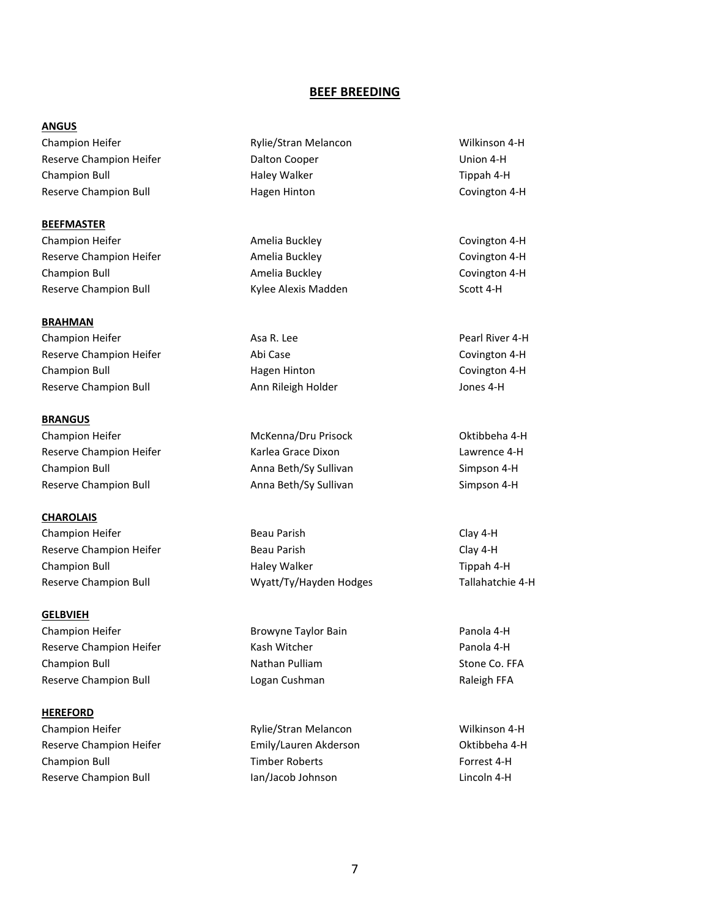# BEEF BREEDING

## ANGUS

| | | |
|---|---|---|
| Champion Heifer | Rylie/Stran Melancon | Wilkinson 4-H |
| Reserve Champion Heifer | Dalton Cooper | Union 4-H |
| Champion Bull | Haley Walker | Tippah 4-H |
| Reserve Champion Bull | Hagen Hinton | Covington 4-H |

## BEEFMASTER

| | | |
|---|---|---|
| Champion Heifer | Amelia Buckley | Covington 4-H |
| Reserve Champion Heifer | Amelia Buckley | Covington 4-H |
| Champion Bull | Amelia Buckley | Covington 4-H |
| Reserve Champion Bull | Kylee Alexis Madden | Scott 4-H |

## BRAHMAN

| | | |
|---|---|---|
| Champion Heifer | Asa R. Lee | Pearl River 4-H |
| Reserve Champion Heifer | Abi Case | Covington 4-H |
| Champion Bull | Hagen Hinton | Covington 4-H |
| Reserve Champion Bull | Ann Rileigh Holder | Jones 4-H |

## BRANGUS

| | | |
|---|---|---|
| Champion Heifer | McKenna/Dru Prisock | Oktibbeha 4-H |
| Reserve Champion Heifer | Karlea Grace Dixon | Lawrence 4-H |
| Champion Bull | Anna Beth/Sy Sullivan | Simpson 4-H |
| Reserve Champion Bull | Anna Beth/Sy Sullivan | Simpson 4-H |

## CHAROLAIS

| | | |
|---|---|---|
| Champion Heifer | Beau Parish | Clay 4-H |
| Reserve Champion Heifer | Beau Parish | Clay 4-H |
| Champion Bull | Haley Walker | Tippah 4-H |
| Reserve Champion Bull | Wyatt/Ty/Hayden Hodges | Tallahatchie 4-H |

## GELBVIEH

| | | |
|---|---|---|
| Champion Heifer | Browyne Taylor Bain | Panola 4-H |
| Reserve Champion Heifer | Kash Witcher | Panola 4-H |
| Champion Bull | Nathan Pulliam | Stone Co. FFA |
| Reserve Champion Bull | Logan Cushman | Raleigh FFA |

## HEREFORD

| | | |
|---|---|---|
| Champion Heifer | Rylie/Stran Melancon | Wilkinson 4-H |
| Reserve Champion Heifer | Emily/Lauren Akderson | Oktibbeha 4-H |
| Champion Bull | Timber Roberts | Forrest 4-H |
| Reserve Champion Bull | Ian/Jacob Johnson | Lincoln 4-H |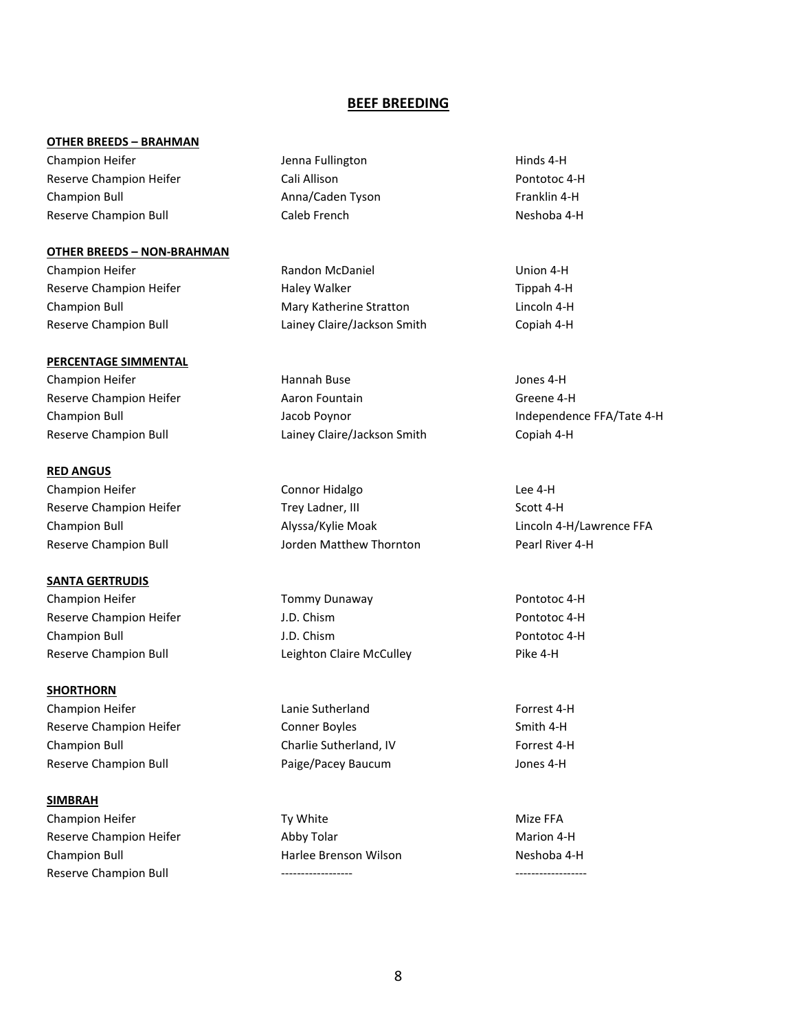# BEEF BREEDING

### OTHER BREEDS – BRAHMAN

| | | |
|---|---|---|
| Champion Heifer | Jenna Fullington | Hinds 4-H |
| Reserve Champion Heifer | Cali Allison | Pontotoc 4-H |
| Champion Bull | Anna/Caden Tyson | Franklin 4-H |
| Reserve Champion Bull | Caleb French | Neshoba 4-H |

### OTHER BREEDS – NON-BRAHMAN

| | | |
|---|---|---|
| Champion Heifer | Randon McDaniel | Union 4-H |
| Reserve Champion Heifer | Haley Walker | Tippah 4-H |
| Champion Bull | Mary Katherine Stratton | Lincoln 4-H |
| Reserve Champion Bull | Lainey Claire/Jackson Smith | Copiah 4-H |

### PERCENTAGE SIMMENTAL

| | | |
|---|---|---|
| Champion Heifer | Hannah Buse | Jones 4-H |
| Reserve Champion Heifer | Aaron Fountain | Greene 4-H |
| Champion Bull | Jacob Poynor | Independence FFA/Tate 4-H |
| Reserve Champion Bull | Lainey Claire/Jackson Smith | Copiah 4-H |

### RED ANGUS

| | | |
|---|---|---|
| Champion Heifer | Connor Hidalgo | Lee 4-H |
| Reserve Champion Heifer | Trey Ladner, III | Scott 4-H |
| Champion Bull | Alyssa/Kylie Moak | Lincoln 4-H/Lawrence FFA |
| Reserve Champion Bull | Jorden Matthew Thornton | Pearl River 4-H |

### SANTA GERTRUDIS

| | | |
|---|---|---|
| Champion Heifer | Tommy Dunaway | Pontotoc 4-H |
| Reserve Champion Heifer | J.D. Chism | Pontotoc 4-H |
| Champion Bull | J.D. Chism | Pontotoc 4-H |
| Reserve Champion Bull | Leighton Claire McCulley | Pike 4-H |

### SHORTHORN

| | | |
|---|---|---|
| Champion Heifer | Lanie Sutherland | Forrest 4-H |
| Reserve Champion Heifer | Conner Boyles | Smith 4-H |
| Champion Bull | Charlie Sutherland, IV | Forrest 4-H |
| Reserve Champion Bull | Paige/Pacey Baucum | Jones 4-H |

### SIMBRAH

| | | |
|---|---|---|
| Champion Heifer | Ty White | Mize FFA |
| Reserve Champion Heifer | Abby Tolar | Marion 4-H |
| Champion Bull | Harlee Brenson Wilson | Neshoba 4-H |
| Reserve Champion Bull | ------------------ | ------------------ |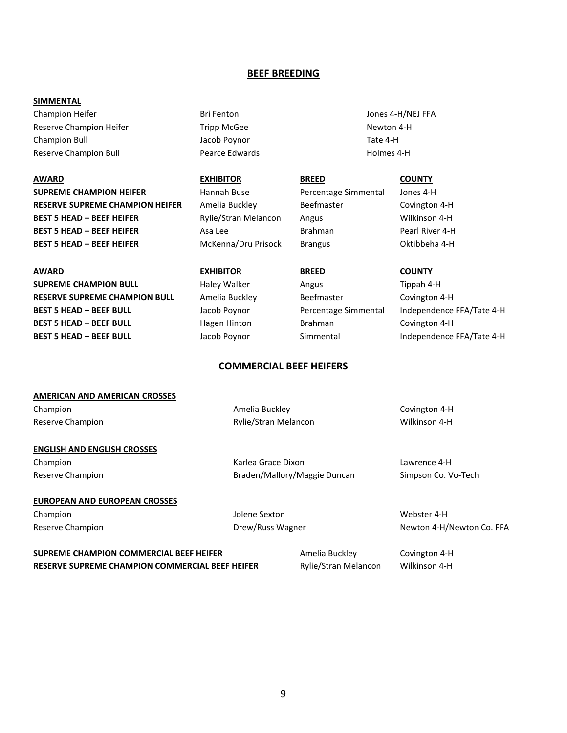## BEEF BREEDING

**SIMMENTAL**

| | | |
|---|---|---|
| Champion Heifer | Bri Fenton | Jones 4-H/NEJ FFA |
| Reserve Champion Heifer | Tripp McGee | Newton 4-H |
| Champion Bull | Jacob Poynor | Tate 4-H |
| Reserve Champion Bull | Pearce Edwards | Holmes 4-H |

| AWARD | EXHIBITOR | BREED | COUNTY |
|---|---|---|---|
| **SUPREME CHAMPION HEIFER** | Hannah Buse | Percentage Simmental | Jones 4-H |
| **RESERVE SUPREME CHAMPION HEIFER** | Amelia Buckley | Beefmaster | Covington 4-H |
| **BEST 5 HEAD – BEEF HEIFER** | Rylie/Stran Melancon | Angus | Wilkinson 4-H |
| **BEST 5 HEAD – BEEF HEIFER** | Asa Lee | Brahman | Pearl River 4-H |
| **BEST 5 HEAD – BEEF HEIFER** | McKenna/Dru Prisock | Brangus | Oktibbeha 4-H |

| AWARD | EXHIBITOR | BREED | COUNTY |
|---|---|---|---|
| **SUPREME CHAMPION BULL** | Haley Walker | Angus | Tippah 4-H |
| **RESERVE SUPREME CHAMPION BULL** | Amelia Buckley | Beefmaster | Covington 4-H |
| **BEST 5 HEAD – BEEF BULL** | Jacob Poynor | Percentage Simmental | Independence FFA/Tate 4-H |
| **BEST 5 HEAD – BEEF BULL** | Hagen Hinton | Brahman | Covington 4-H |
| **BEST 5 HEAD – BEEF BULL** | Jacob Poynor | Simmental | Independence FFA/Tate 4-H |

## COMMERCIAL BEEF HEIFERS

**AMERICAN AND AMERICAN CROSSES**

| | | |
|---|---|---|
| Champion | Amelia Buckley | Covington 4-H |
| Reserve Champion | Rylie/Stran Melancon | Wilkinson 4-H |

**ENGLISH AND ENGLISH CROSSES**

| | | |
|---|---|---|
| Champion | Karlea Grace Dixon | Lawrence 4-H |
| Reserve Champion | Braden/Mallory/Maggie Duncan | Simpson Co. Vo-Tech |

**EUROPEAN AND EUROPEAN CROSSES**

| | | |
|---|---|---|
| Champion | Jolene Sexton | Webster 4-H |
| Reserve Champion | Drew/Russ Wagner | Newton 4-H/Newton Co. FFA |

| | | |
|---|---|---|
| **SUPREME CHAMPION COMMERCIAL BEEF HEIFER** | Amelia Buckley | Covington 4-H |
| **RESERVE SUPREME CHAMPION COMMERCIAL BEEF HEIFER** | Rylie/Stran Melancon | Wilkinson 4-H |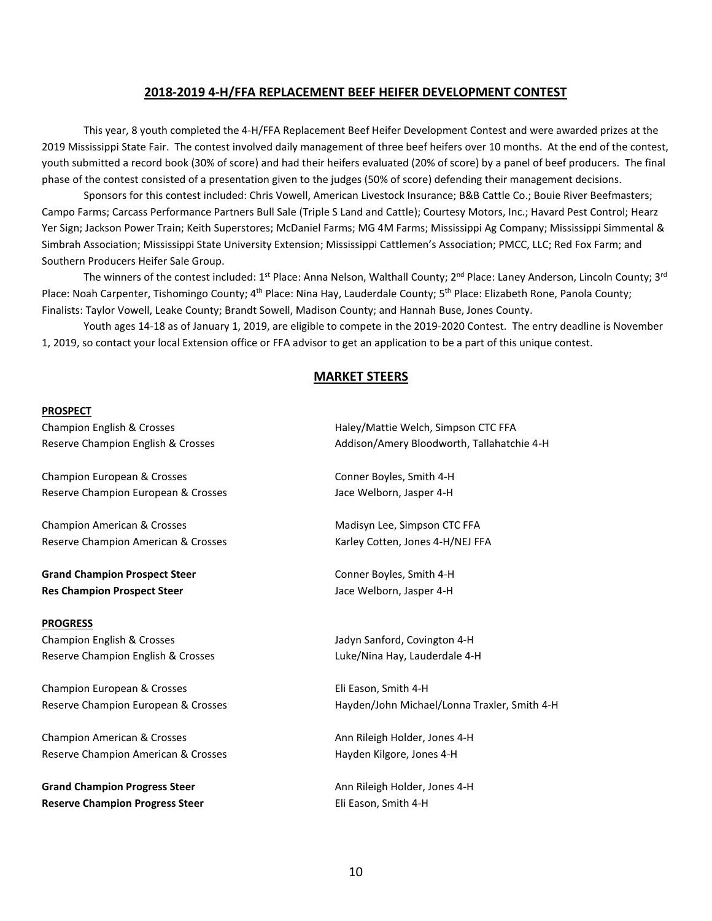## 2018-2019 4-H/FFA REPLACEMENT BEEF HEIFER DEVELOPMENT CONTEST

This year, 8 youth completed the 4-H/FFA Replacement Beef Heifer Development Contest and were awarded prizes at the 2019 Mississippi State Fair. The contest involved daily management of three beef heifers over 10 months. At the end of the contest, youth submitted a record book (30% of score) and had their heifers evaluated (20% of score) by a panel of beef producers. The final phase of the contest consisted of a presentation given to the judges (50% of score) defending their management decisions.

Sponsors for this contest included: Chris Vowell, American Livestock Insurance; B&B Cattle Co.; Bouie River Beefmasters; Campo Farms; Carcass Performance Partners Bull Sale (Triple S Land and Cattle); Courtesy Motors, Inc.; Havard Pest Control; Hearz Yer Sign; Jackson Power Train; Keith Superstores; McDaniel Farms; MG 4M Farms; Mississippi Ag Company; Mississippi Simmental & Simbrah Association; Mississippi State University Extension; Mississippi Cattlemen's Association; PMCC, LLC; Red Fox Farm; and Southern Producers Heifer Sale Group.

The winners of the contest included: 1st Place: Anna Nelson, Walthall County; 2nd Place: Laney Anderson, Lincoln County; 3rd Place: Noah Carpenter, Tishomingo County; 4th Place: Nina Hay, Lauderdale County; 5th Place: Elizabeth Rone, Panola County; Finalists: Taylor Vowell, Leake County; Brandt Sowell, Madison County; and Hannah Buse, Jones County.

Youth ages 14-18 as of January 1, 2019, are eligible to compete in the 2019-2020 Contest. The entry deadline is November 1, 2019, so contact your local Extension office or FFA advisor to get an application to be a part of this unique contest.

## MARKET STEERS

### PROSPECT

| | |
|---|---|
| Champion English & Crosses | Haley/Mattie Welch, Simpson CTC FFA |
| Reserve Champion English & Crosses | Addison/Amery Bloodworth, Tallahatchie 4-H |
| Champion European & Crosses | Conner Boyles, Smith 4-H |
| Reserve Champion European & Crosses | Jace Welborn, Jasper 4-H |
| Champion American & Crosses | Madisyn Lee, Simpson CTC FFA |
| Reserve Champion American & Crosses | Karley Cotten, Jones 4-H/NEJ FFA |
| **Grand Champion Prospect Steer** | Conner Boyles, Smith 4-H |
| **Res Champion Prospect Steer** | Jace Welborn, Jasper 4-H |

### PROGRESS

| | |
|---|---|
| Champion English & Crosses | Jadyn Sanford, Covington 4-H |
| Reserve Champion English & Crosses | Luke/Nina Hay, Lauderdale 4-H |
| Champion European & Crosses | Eli Eason, Smith 4-H |
| Reserve Champion European & Crosses | Hayden/John Michael/Lonna Traxler, Smith 4-H |
| Champion American & Crosses | Ann Rileigh Holder, Jones 4-H |
| Reserve Champion American & Crosses | Hayden Kilgore, Jones 4-H |
| **Grand Champion Progress Steer** | Ann Rileigh Holder, Jones 4-H |
| **Reserve Champion Progress Steer** | Eli Eason, Smith 4-H |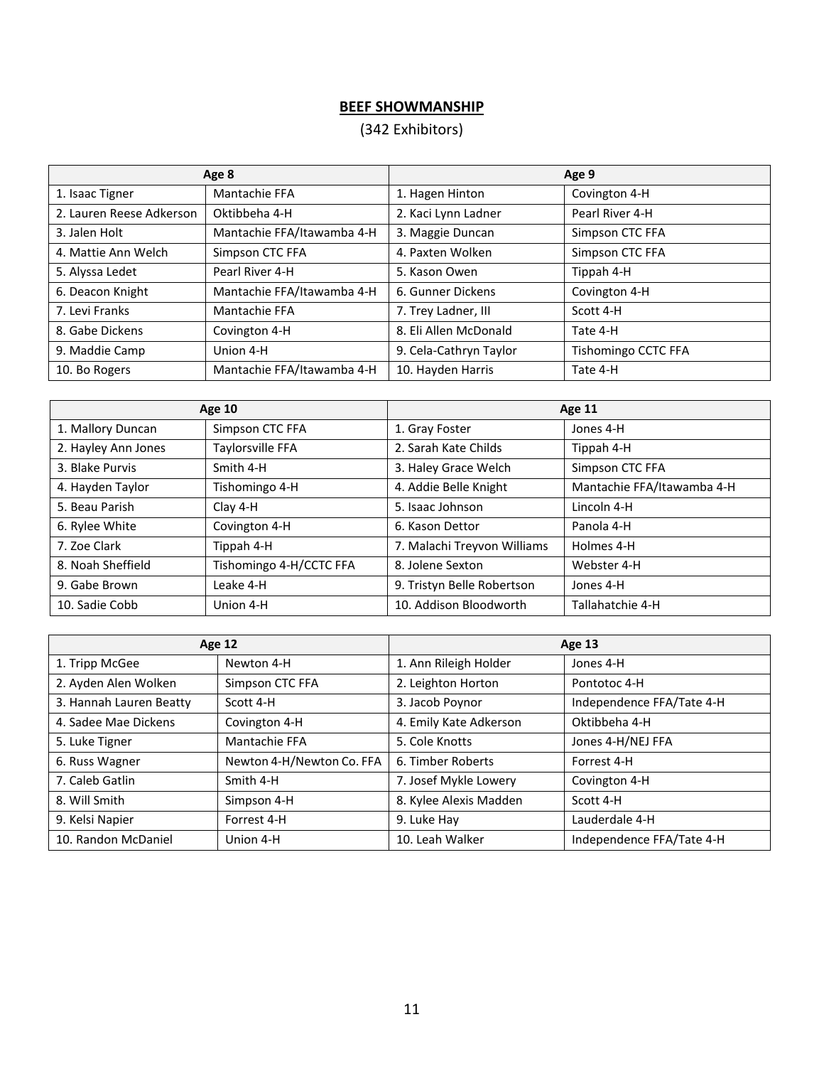**BEEF SHOWMANSHIP**

(342 Exhibitors)

| Age 8 | | Age 9 | |
|---|---|---|---|
| 1. Isaac Tigner | Mantachie FFA | 1. Hagen Hinton | Covington 4-H |
| 2. Lauren Reese Adkerson | Oktibbeha 4-H | 2. Kaci Lynn Ladner | Pearl River 4-H |
| 3. Jalen Holt | Mantachie FFA/Itawamba 4-H | 3. Maggie Duncan | Simpson CTC FFA |
| 4. Mattie Ann Welch | Simpson CTC FFA | 4. Paxten Wolken | Simpson CTC FFA |
| 5. Alyssa Ledet | Pearl River 4-H | 5. Kason Owen | Tippah 4-H |
| 6. Deacon Knight | Mantachie FFA/Itawamba 4-H | 6. Gunner Dickens | Covington 4-H |
| 7. Levi Franks | Mantachie FFA | 7. Trey Ladner, III | Scott 4-H |
| 8. Gabe Dickens | Covington 4-H | 8. Eli Allen McDonald | Tate 4-H |
| 9. Maddie Camp | Union 4-H | 9. Cela-Cathryn Taylor | Tishomingo CCTC FFA |
| 10. Bo Rogers | Mantachie FFA/Itawamba 4-H | 10. Hayden Harris | Tate 4-H |

| Age 10 | | Age 11 | |
|---|---|---|---|
| 1. Mallory Duncan | Simpson CTC FFA | 1. Gray Foster | Jones 4-H |
| 2. Hayley Ann Jones | Taylorsville FFA | 2. Sarah Kate Childs | Tippah 4-H |
| 3. Blake Purvis | Smith 4-H | 3. Haley Grace Welch | Simpson CTC FFA |
| 4. Hayden Taylor | Tishomingo 4-H | 4. Addie Belle Knight | Mantachie FFA/Itawamba 4-H |
| 5. Beau Parish | Clay 4-H | 5. Isaac Johnson | Lincoln 4-H |
| 6. Rylee White | Covington 4-H | 6. Kason Dettor | Panola 4-H |
| 7. Zoe Clark | Tippah 4-H | 7. Malachi Treyvon Williams | Holmes 4-H |
| 8. Noah Sheffield | Tishomingo 4-H/CCTC FFA | 8. Jolene Sexton | Webster 4-H |
| 9. Gabe Brown | Leake 4-H | 9. Tristyn Belle Robertson | Jones 4-H |
| 10. Sadie Cobb | Union 4-H | 10. Addison Bloodworth | Tallahatchie 4-H |

| Age 12 | | Age 13 | |
|---|---|---|---|
| 1. Tripp McGee | Newton 4-H | 1. Ann Rileigh Holder | Jones 4-H |
| 2. Ayden Alen Wolken | Simpson CTC FFA | 2. Leighton Horton | Pontotoc 4-H |
| 3. Hannah Lauren Beatty | Scott 4-H | 3. Jacob Poynor | Independence FFA/Tate 4-H |
| 4. Sadee Mae Dickens | Covington 4-H | 4. Emily Kate Adkerson | Oktibbeha 4-H |
| 5. Luke Tigner | Mantachie FFA | 5. Cole Knotts | Jones 4-H/NEJ FFA |
| 6. Russ Wagner | Newton 4-H/Newton Co. FFA | 6. Timber Roberts | Forrest 4-H |
| 7. Caleb Gatlin | Smith 4-H | 7. Josef Mykle Lowery | Covington 4-H |
| 8. Will Smith | Simpson 4-H | 8. Kylee Alexis Madden | Scott 4-H |
| 9. Kelsi Napier | Forrest 4-H | 9. Luke Hay | Lauderdale 4-H |
| 10. Randon McDaniel | Union 4-H | 10. Leah Walker | Independence FFA/Tate 4-H |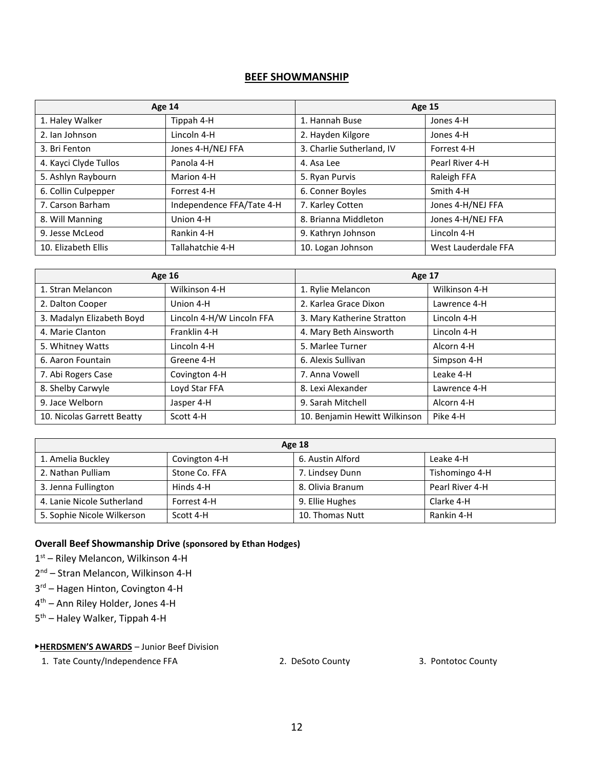## BEEF SHOWMANSHIP

| Age 14 | | Age 15 | |
|---|---|---|---|
| 1. Haley Walker | Tippah 4-H | 1. Hannah Buse | Jones 4-H |
| 2. Ian Johnson | Lincoln 4-H | 2. Hayden Kilgore | Jones 4-H |
| 3. Bri Fenton | Jones 4-H/NEJ FFA | 3. Charlie Sutherland, IV | Forrest 4-H |
| 4. Kayci Clyde Tullos | Panola 4-H | 4. Asa Lee | Pearl River 4-H |
| 5. Ashlyn Raybourn | Marion 4-H | 5. Ryan Purvis | Raleigh FFA |
| 6. Collin Culpepper | Forrest 4-H | 6. Conner Boyles | Smith 4-H |
| 7. Carson Barham | Independence FFA/Tate 4-H | 7. Karley Cotten | Jones 4-H/NEJ FFA |
| 8. Will Manning | Union 4-H | 8. Brianna Middleton | Jones 4-H/NEJ FFA |
| 9. Jesse McLeod | Rankin 4-H | 9. Kathryn Johnson | Lincoln 4-H |
| 10. Elizabeth Ellis | Tallahatchie 4-H | 10. Logan Johnson | West Lauderdale FFA |

| Age 16 | | Age 17 | |
|---|---|---|---|
| 1. Stran Melancon | Wilkinson 4-H | 1. Rylie Melancon | Wilkinson 4-H |
| 2. Dalton Cooper | Union 4-H | 2. Karlea Grace Dixon | Lawrence 4-H |
| 3. Madalyn Elizabeth Boyd | Lincoln 4-H/W Lincoln FFA | 3. Mary Katherine Stratton | Lincoln 4-H |
| 4. Marie Clanton | Franklin 4-H | 4. Mary Beth Ainsworth | Lincoln 4-H |
| 5. Whitney Watts | Lincoln 4-H | 5. Marlee Turner | Alcorn 4-H |
| 6. Aaron Fountain | Greene 4-H | 6. Alexis Sullivan | Simpson 4-H |
| 7. Abi Rogers Case | Covington 4-H | 7. Anna Vowell | Leake 4-H |
| 8. Shelby Carwyle | Loyd Star FFA | 8. Lexi Alexander | Lawrence 4-H |
| 9. Jace Welborn | Jasper 4-H | 9. Sarah Mitchell | Alcorn 4-H |
| 10. Nicolas Garrett Beatty | Scott 4-H | 10. Benjamin Hewitt Wilkinson | Pike 4-H |

| Age 18 | | | |
|---|---|---|---|
| 1. Amelia Buckley | Covington 4-H | 6. Austin Alford | Leake 4-H |
| 2. Nathan Pulliam | Stone Co. FFA | 7. Lindsey Dunn | Tishomingo 4-H |
| 3. Jenna Fullington | Hinds 4-H | 8. Olivia Branum | Pearl River 4-H |
| 4. Lanie Nicole Sutherland | Forrest 4-H | 9. Ellie Hughes | Clarke 4-H |
| 5. Sophie Nicole Wilkerson | Scott 4-H | 10. Thomas Nutt | Rankin 4-H |

**Overall Beef Showmanship Drive (sponsored by Ethan Hodges)**

1st – Riley Melancon, Wilkinson 4-H

2nd – Stran Melancon, Wilkinson 4-H

3rd – Hagen Hinton, Covington 4-H

4th – Ann Riley Holder, Jones 4-H

5th – Haley Walker, Tippah 4-H

▸**HERDSMEN'S AWARDS** – Junior Beef Division

1. Tate County/Independence FFA
2. DeSoto County
3. Pontotoc County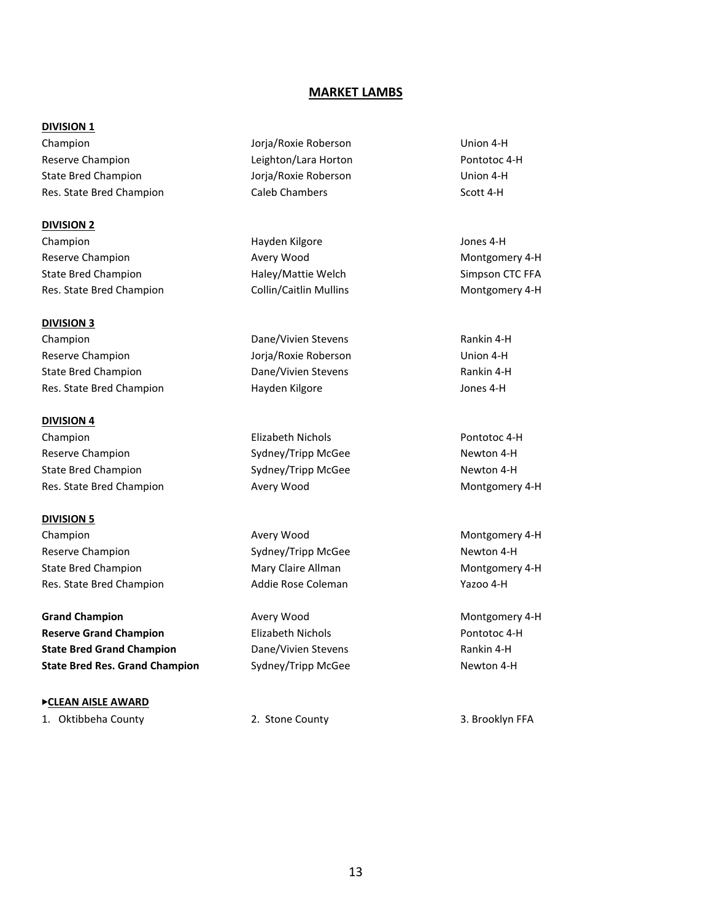# MARKET LAMBS

### DIVISION 1

| | | |
|---|---|---|
| Champion | Jorja/Roxie Roberson | Union 4-H |
| Reserve Champion | Leighton/Lara Horton | Pontotoc 4-H |
| State Bred Champion | Jorja/Roxie Roberson | Union 4-H |
| Res. State Bred Champion | Caleb Chambers | Scott 4-H |

### DIVISION 2

| | | |
|---|---|---|
| Champion | Hayden Kilgore | Jones 4-H |
| Reserve Champion | Avery Wood | Montgomery 4-H |
| State Bred Champion | Haley/Mattie Welch | Simpson CTC FFA |
| Res. State Bred Champion | Collin/Caitlin Mullins | Montgomery 4-H |

### DIVISION 3

| | | |
|---|---|---|
| Champion | Dane/Vivien Stevens | Rankin 4-H |
| Reserve Champion | Jorja/Roxie Roberson | Union 4-H |
| State Bred Champion | Dane/Vivien Stevens | Rankin 4-H |
| Res. State Bred Champion | Hayden Kilgore | Jones 4-H |

### DIVISION 4

| | | |
|---|---|---|
| Champion | Elizabeth Nichols | Pontotoc 4-H |
| Reserve Champion | Sydney/Tripp McGee | Newton 4-H |
| State Bred Champion | Sydney/Tripp McGee | Newton 4-H |
| Res. State Bred Champion | Avery Wood | Montgomery 4-H |

### DIVISION 5

| | | |
|---|---|---|
| Champion | Avery Wood | Montgomery 4-H |
| Reserve Champion | Sydney/Tripp McGee | Newton 4-H |
| State Bred Champion | Mary Claire Allman | Montgomery 4-H |
| Res. State Bred Champion | Addie Rose Coleman | Yazoo 4-H |

| | | |
|---|---|---|
| **Grand Champion** | Avery Wood | Montgomery 4-H |
| **Reserve Grand Champion** | Elizabeth Nichols | Pontotoc 4-H |
| **State Bred Grand Champion** | Dane/Vivien Stevens | Rankin 4-H |
| **State Bred Res. Grand Champion** | Sydney/Tripp McGee | Newton 4-H |

### ►CLEAN AISLE AWARD

1. Oktibbeha County
2. Stone County
3. Brooklyn FFA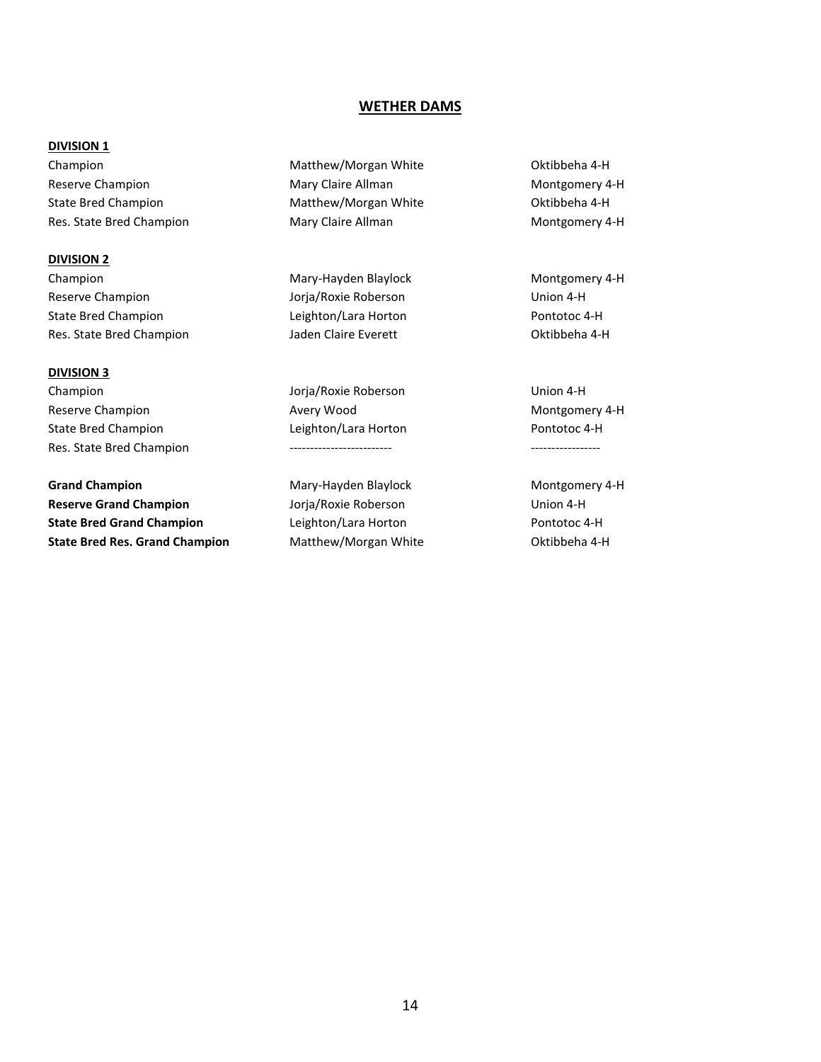## WETHER DAMS

**DIVISION 1**

| | | |
|---|---|---|
| Champion | Matthew/Morgan White | Oktibbeha 4-H |
| Reserve Champion | Mary Claire Allman | Montgomery 4-H |
| State Bred Champion | Matthew/Morgan White | Oktibbeha 4-H |
| Res. State Bred Champion | Mary Claire Allman | Montgomery 4-H |

**DIVISION 2**

| | | |
|---|---|---|
| Champion | Mary-Hayden Blaylock | Montgomery 4-H |
| Reserve Champion | Jorja/Roxie Roberson | Union 4-H |
| State Bred Champion | Leighton/Lara Horton | Pontotoc 4-H |
| Res. State Bred Champion | Jaden Claire Everett | Oktibbeha 4-H |

**DIVISION 3**

| | | |
|---|---|---|
| Champion | Jorja/Roxie Roberson | Union 4-H |
| Reserve Champion | Avery Wood | Montgomery 4-H |
| State Bred Champion | Leighton/Lara Horton | Pontotoc 4-H |
| Res. State Bred Champion | ------------------------- | ----------------- |

| | | |
|---|---|---|
| **Grand Champion** | Mary-Hayden Blaylock | Montgomery 4-H |
| **Reserve Grand Champion** | Jorja/Roxie Roberson | Union 4-H |
| **State Bred Grand Champion** | Leighton/Lara Horton | Pontotoc 4-H |
| **State Bred Res. Grand Champion** | Matthew/Morgan White | Oktibbeha 4-H |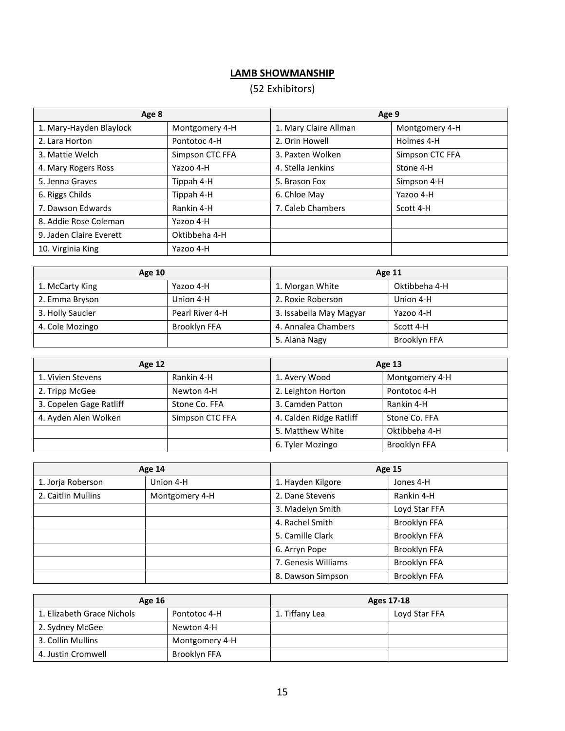## LAMB SHOWMANSHIP

(52 Exhibitors)

| Age 8 | | Age 9 | |
|---|---|---|---|
| 1. Mary-Hayden Blaylock | Montgomery 4-H | 1. Mary Claire Allman | Montgomery 4-H |
| 2. Lara Horton | Pontotoc 4-H | 2. Orin Howell | Holmes 4-H |
| 3. Mattie Welch | Simpson CTC FFA | 3. Paxten Wolken | Simpson CTC FFA |
| 4. Mary Rogers Ross | Yazoo 4-H | 4. Stella Jenkins | Stone 4-H |
| 5. Jenna Graves | Tippah 4-H | 5. Brason Fox | Simpson 4-H |
| 6. Riggs Childs | Tippah 4-H | 6. Chloe May | Yazoo 4-H |
| 7. Dawson Edwards | Rankin 4-H | 7. Caleb Chambers | Scott 4-H |
| 8. Addie Rose Coleman | Yazoo 4-H | | |
| 9. Jaden Claire Everett | Oktibbeha 4-H | | |
| 10. Virginia King | Yazoo 4-H | | |

| Age 10 | | Age 11 | |
|---|---|---|---|
| 1. McCarty King | Yazoo 4-H | 1. Morgan White | Oktibbeha 4-H |
| 2. Emma Bryson | Union 4-H | 2. Roxie Roberson | Union 4-H |
| 3. Holly Saucier | Pearl River 4-H | 3. Issabella May Magyar | Yazoo 4-H |
| 4. Cole Mozingo | Brooklyn FFA | 4. Annalea Chambers | Scott 4-H |
| | | 5. Alana Nagy | Brooklyn FFA |

| Age 12 | | Age 13 | |
|---|---|---|---|
| 1. Vivien Stevens | Rankin 4-H | 1. Avery Wood | Montgomery 4-H |
| 2. Tripp McGee | Newton 4-H | 2. Leighton Horton | Pontotoc 4-H |
| 3. Copelen Gage Ratliff | Stone Co. FFA | 3. Camden Patton | Rankin 4-H |
| 4. Ayden Alen Wolken | Simpson CTC FFA | 4. Calden Ridge Ratliff | Stone Co. FFA |
| | | 5. Matthew White | Oktibbeha 4-H |
| | | 6. Tyler Mozingo | Brooklyn FFA |

| Age 14 | | Age 15 | |
|---|---|---|---|
| 1. Jorja Roberson | Union 4-H | 1. Hayden Kilgore | Jones 4-H |
| 2. Caitlin Mullins | Montgomery 4-H | 2. Dane Stevens | Rankin 4-H |
| | | 3. Madelyn Smith | Loyd Star FFA |
| | | 4. Rachel Smith | Brooklyn FFA |
| | | 5. Camille Clark | Brooklyn FFA |
| | | 6. Arryn Pope | Brooklyn FFA |
| | | 7. Genesis Williams | Brooklyn FFA |
| | | 8. Dawson Simpson | Brooklyn FFA |

| Age 16 | | Ages 17-18 | |
|---|---|---|---|
| 1. Elizabeth Grace Nichols | Pontotoc 4-H | 1. Tiffany Lea | Loyd Star FFA |
| 2. Sydney McGee | Newton 4-H | | |
| 3. Collin Mullins | Montgomery 4-H | | |
| 4. Justin Cromwell | Brooklyn FFA | | |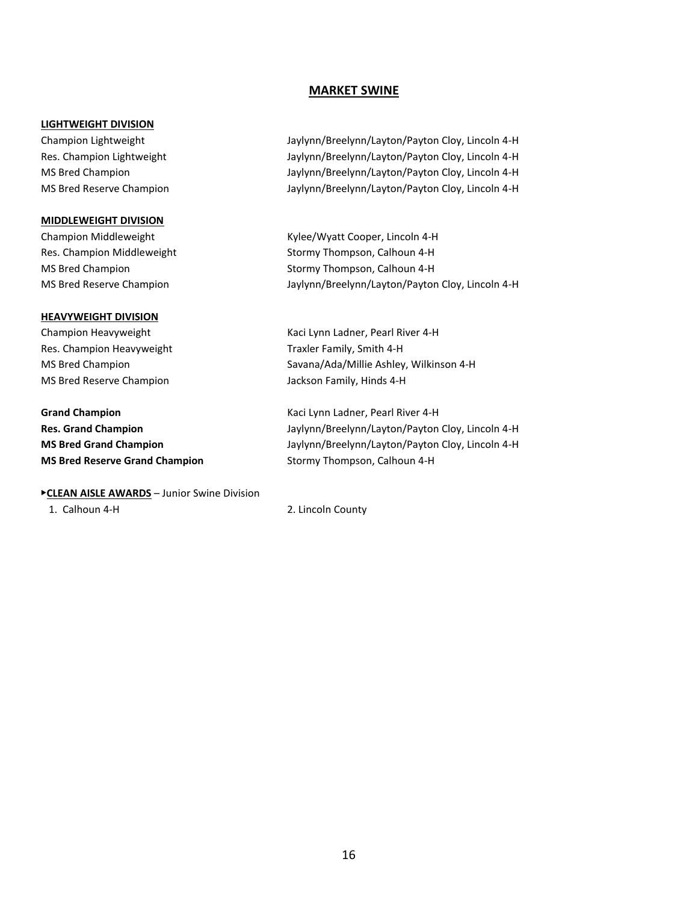## MARKET SWINE

### LIGHTWEIGHT DIVISION

| | |
|---|---|
| Champion Lightweight | Jaylynn/Breelynn/Layton/Payton Cloy, Lincoln 4-H |
| Res. Champion Lightweight | Jaylynn/Breelynn/Layton/Payton Cloy, Lincoln 4-H |
| MS Bred Champion | Jaylynn/Breelynn/Layton/Payton Cloy, Lincoln 4-H |
| MS Bred Reserve Champion | Jaylynn/Breelynn/Layton/Payton Cloy, Lincoln 4-H |

### MIDDLEWEIGHT DIVISION

| | |
|---|---|
| Champion Middleweight | Kylee/Wyatt Cooper, Lincoln 4-H |
| Res. Champion Middleweight | Stormy Thompson, Calhoun 4-H |
| MS Bred Champion | Stormy Thompson, Calhoun 4-H |
| MS Bred Reserve Champion | Jaylynn/Breelynn/Layton/Payton Cloy, Lincoln 4-H |

### HEAVYWEIGHT DIVISION

| | |
|---|---|
| Champion Heavyweight | Kaci Lynn Ladner, Pearl River 4-H |
| Res. Champion Heavyweight | Traxler Family, Smith 4-H |
| MS Bred Champion | Savana/Ada/Millie Ashley, Wilkinson 4-H |
| MS Bred Reserve Champion | Jackson Family, Hinds 4-H |

| | |
|---|---|
| **Grand Champion** | Kaci Lynn Ladner, Pearl River 4-H |
| **Res. Grand Champion** | Jaylynn/Breelynn/Layton/Payton Cloy, Lincoln 4-H |
| **MS Bred Grand Champion** | Jaylynn/Breelynn/Layton/Payton Cloy, Lincoln 4-H |
| **MS Bred Reserve Grand Champion** | Stormy Thompson, Calhoun 4-H |

▸**CLEAN AISLE AWARDS** – Junior Swine Division

1. Calhoun 4-H
2. Lincoln County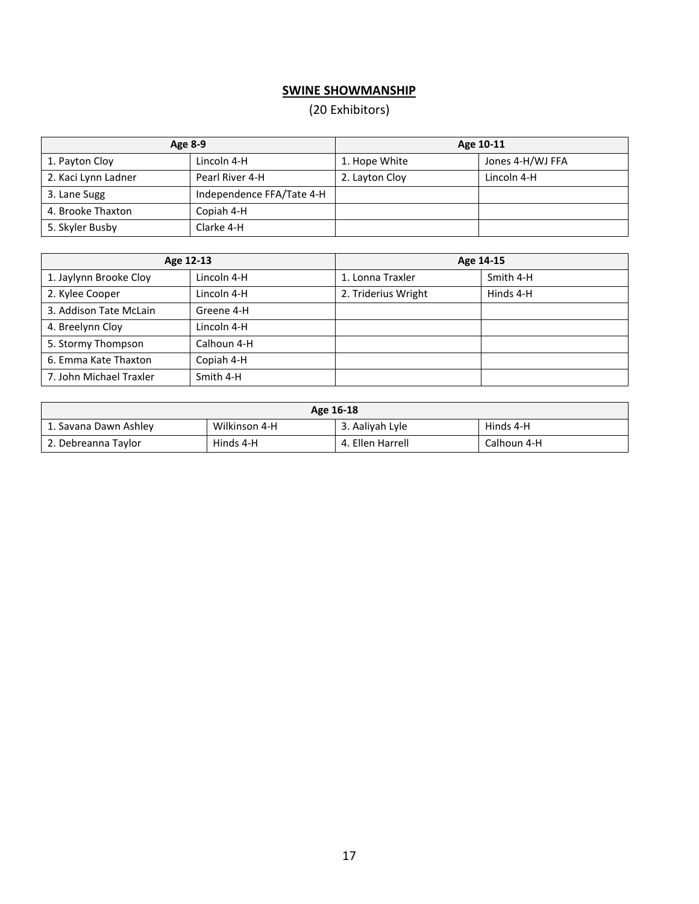## SWINE SHOWMANSHIP

(20 Exhibitors)

| Age 8-9 | | Age 10-11 | |
|---|---|---|---|
| 1. Payton Cloy | Lincoln 4-H | 1. Hope White | Jones 4-H/WJ FFA |
| 2. Kaci Lynn Ladner | Pearl River 4-H | 2. Layton Cloy | Lincoln 4-H |
| 3. Lane Sugg | Independence FFA/Tate 4-H | | |
| 4. Brooke Thaxton | Copiah 4-H | | |
| 5. Skyler Busby | Clarke 4-H | | |

| Age 12-13 | | Age 14-15 | |
|---|---|---|---|
| 1. Jaylynn Brooke Cloy | Lincoln 4-H | 1. Lonna Traxler | Smith 4-H |
| 2. Kylee Cooper | Lincoln 4-H | 2. Triderius Wright | Hinds 4-H |
| 3. Addison Tate McLain | Greene 4-H | | |
| 4. Breelynn Cloy | Lincoln 4-H | | |
| 5. Stormy Thompson | Calhoun 4-H | | |
| 6. Emma Kate Thaxton | Copiah 4-H | | |
| 7. John Michael Traxler | Smith 4-H | | |

| Age 16-18 | | | |
|---|---|---|---|
| 1. Savana Dawn Ashley | Wilkinson 4-H | 3. Aaliyah Lyle | Hinds 4-H |
| 2. Debreanna Taylor | Hinds 4-H | 4. Ellen Harrell | Calhoun 4-H |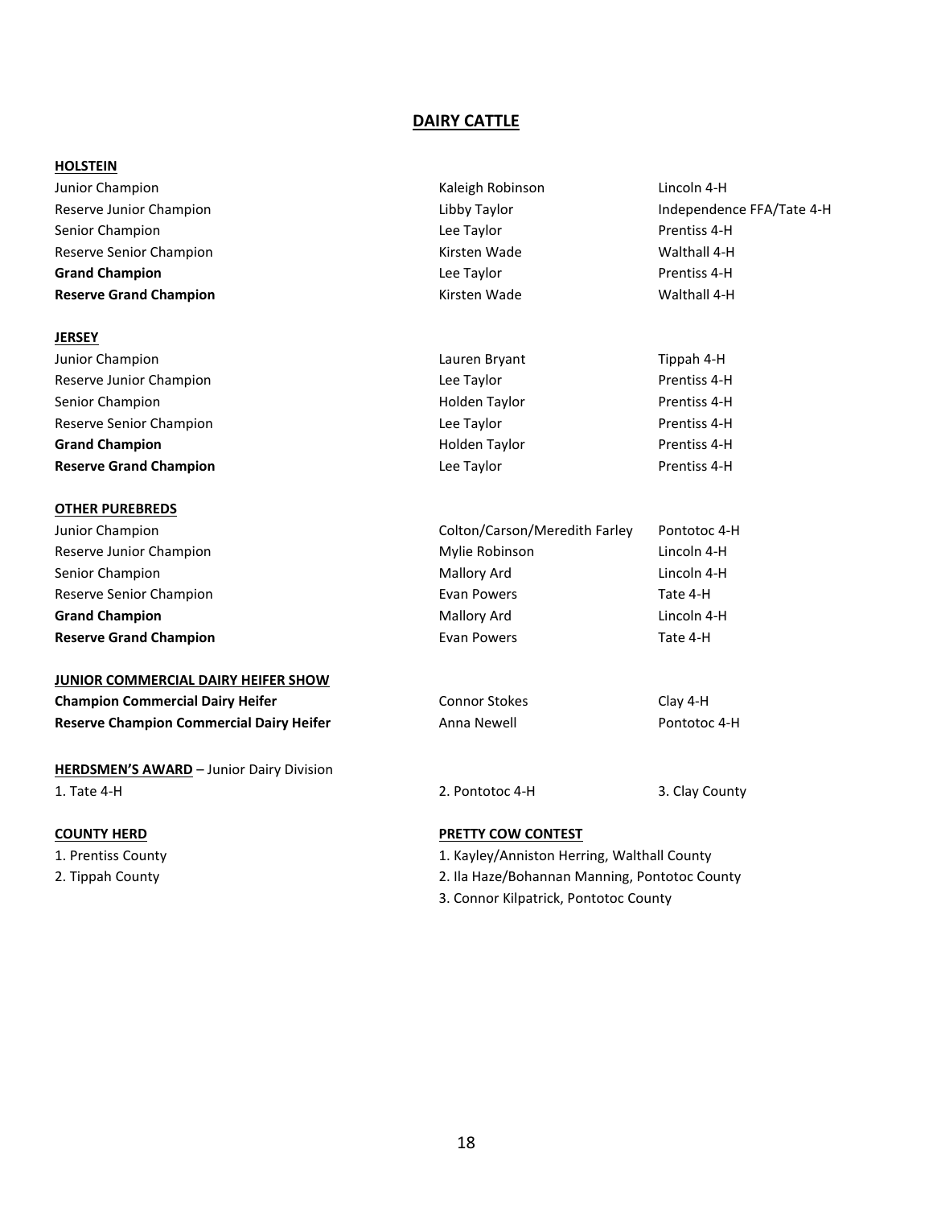# DAIRY CATTLE

## HOLSTEIN

| | | |
|---|---|---|
| Junior Champion | Kaleigh Robinson | Lincoln 4-H |
| Reserve Junior Champion | Libby Taylor | Independence FFA/Tate 4-H |
| Senior Champion | Lee Taylor | Prentiss 4-H |
| Reserve Senior Champion | Kirsten Wade | Walthall 4-H |
| **Grand Champion** | Lee Taylor | Prentiss 4-H |
| **Reserve Grand Champion** | Kirsten Wade | Walthall 4-H |

## JERSEY

| | | |
|---|---|---|
| Junior Champion | Lauren Bryant | Tippah 4-H |
| Reserve Junior Champion | Lee Taylor | Prentiss 4-H |
| Senior Champion | Holden Taylor | Prentiss 4-H |
| Reserve Senior Champion | Lee Taylor | Prentiss 4-H |
| **Grand Champion** | Holden Taylor | Prentiss 4-H |
| **Reserve Grand Champion** | Lee Taylor | Prentiss 4-H |

## OTHER PUREBREDS

| | | |
|---|---|---|
| Junior Champion | Colton/Carson/Meredith Farley | Pontotoc 4-H |
| Reserve Junior Champion | Mylie Robinson | Lincoln 4-H |
| Senior Champion | Mallory Ard | Lincoln 4-H |
| Reserve Senior Champion | Evan Powers | Tate 4-H |
| **Grand Champion** | Mallory Ard | Lincoln 4-H |
| **Reserve Grand Champion** | Evan Powers | Tate 4-H |

## JUNIOR COMMERCIAL DAIRY HEIFER SHOW

| | | |
|---|---|---|
| **Champion Commercial Dairy Heifer** | Connor Stokes | Clay 4-H |
| **Reserve Champion Commercial Dairy Heifer** | Anna Newell | Pontotoc 4-H |

**HERDSMEN'S AWARD** – Junior Dairy Division

1. Tate 4-H
2. Pontotoc 4-H
3. Clay County

## COUNTY HERD

1. Prentiss County
2. Tippah County

## PRETTY COW CONTEST

1. Kayley/Anniston Herring, Walthall County
2. Ila Haze/Bohannan Manning, Pontotoc County
3. Connor Kilpatrick, Pontotoc County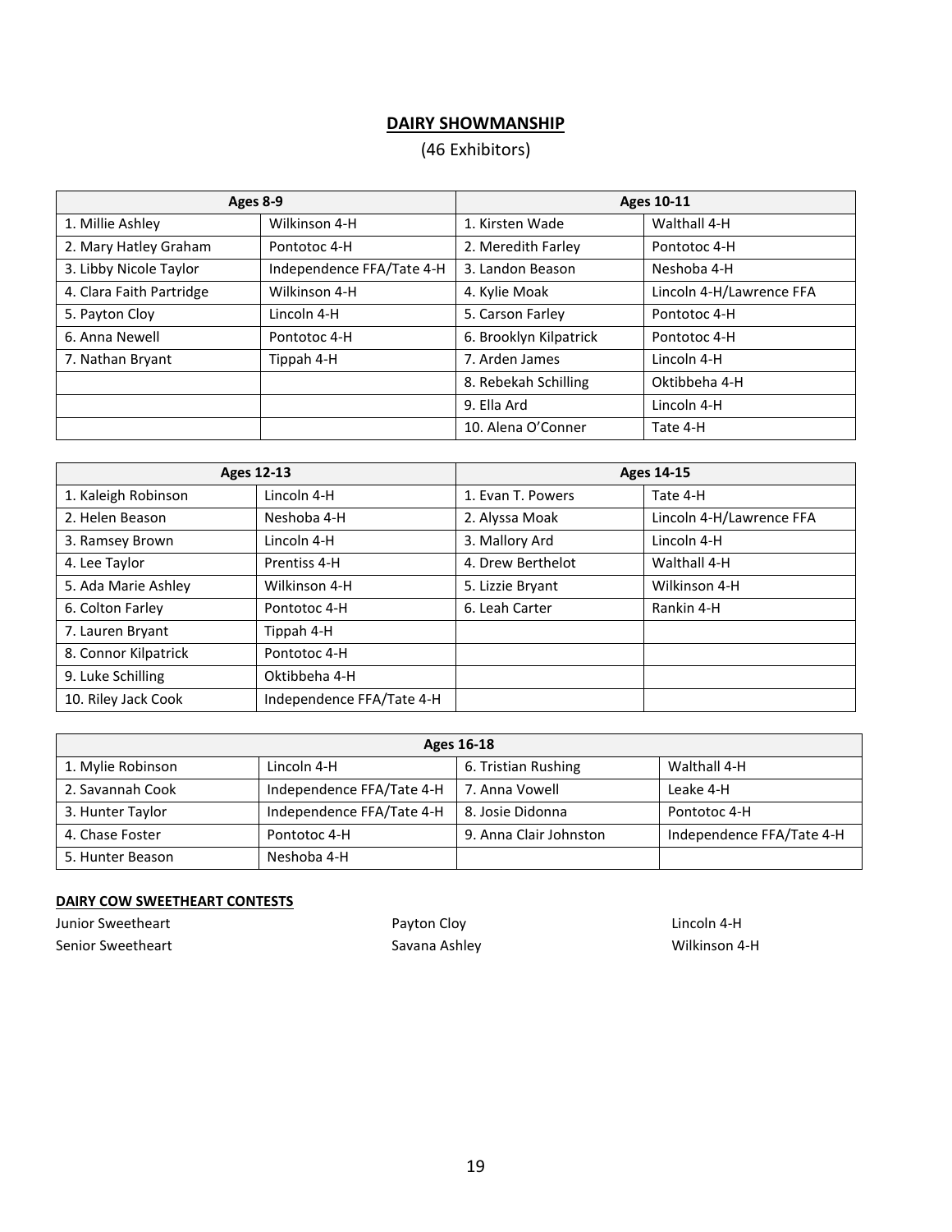## DAIRY SHOWMANSHIP

(46 Exhibitors)

| Ages 8-9 | | Ages 10-11 | |
|---|---|---|---|
| 1. Millie Ashley | Wilkinson 4-H | 1. Kirsten Wade | Walthall 4-H |
| 2. Mary Hatley Graham | Pontotoc 4-H | 2. Meredith Farley | Pontotoc 4-H |
| 3. Libby Nicole Taylor | Independence FFA/Tate 4-H | 3. Landon Beason | Neshoba 4-H |
| 4. Clara Faith Partridge | Wilkinson 4-H | 4. Kylie Moak | Lincoln 4-H/Lawrence FFA |
| 5. Payton Cloy | Lincoln 4-H | 5. Carson Farley | Pontotoc 4-H |
| 6. Anna Newell | Pontotoc 4-H | 6. Brooklyn Kilpatrick | Pontotoc 4-H |
| 7. Nathan Bryant | Tippah 4-H | 7. Arden James | Lincoln 4-H |
| | | 8. Rebekah Schilling | Oktibbeha 4-H |
| | | 9. Ella Ard | Lincoln 4-H |
| | | 10. Alena O'Conner | Tate 4-H |

| Ages 12-13 | | Ages 14-15 | |
|---|---|---|---|
| 1. Kaleigh Robinson | Lincoln 4-H | 1. Evan T. Powers | Tate 4-H |
| 2. Helen Beason | Neshoba 4-H | 2. Alyssa Moak | Lincoln 4-H/Lawrence FFA |
| 3. Ramsey Brown | Lincoln 4-H | 3. Mallory Ard | Lincoln 4-H |
| 4. Lee Taylor | Prentiss 4-H | 4. Drew Berthelot | Walthall 4-H |
| 5. Ada Marie Ashley | Wilkinson 4-H | 5. Lizzie Bryant | Wilkinson 4-H |
| 6. Colton Farley | Pontotoc 4-H | 6. Leah Carter | Rankin 4-H |
| 7. Lauren Bryant | Tippah 4-H | | |
| 8. Connor Kilpatrick | Pontotoc 4-H | | |
| 9. Luke Schilling | Oktibbeha 4-H | | |
| 10. Riley Jack Cook | Independence FFA/Tate 4-H | | |

| Ages 16-18 | | | |
|---|---|---|---|
| 1. Mylie Robinson | Lincoln 4-H | 6. Tristian Rushing | Walthall 4-H |
| 2. Savannah Cook | Independence FFA/Tate 4-H | 7. Anna Vowell | Leake 4-H |
| 3. Hunter Taylor | Independence FFA/Tate 4-H | 8. Josie Didonna | Pontotoc 4-H |
| 4. Chase Foster | Pontotoc 4-H | 9. Anna Clair Johnston | Independence FFA/Tate 4-H |
| 5. Hunter Beason | Neshoba 4-H | | |

**DAIRY COW SWEETHEART CONTESTS**

| | | |
|---|---|---|
| Junior Sweetheart | Payton Cloy | Lincoln 4-H |
| Senior Sweetheart | Savana Ashley | Wilkinson 4-H |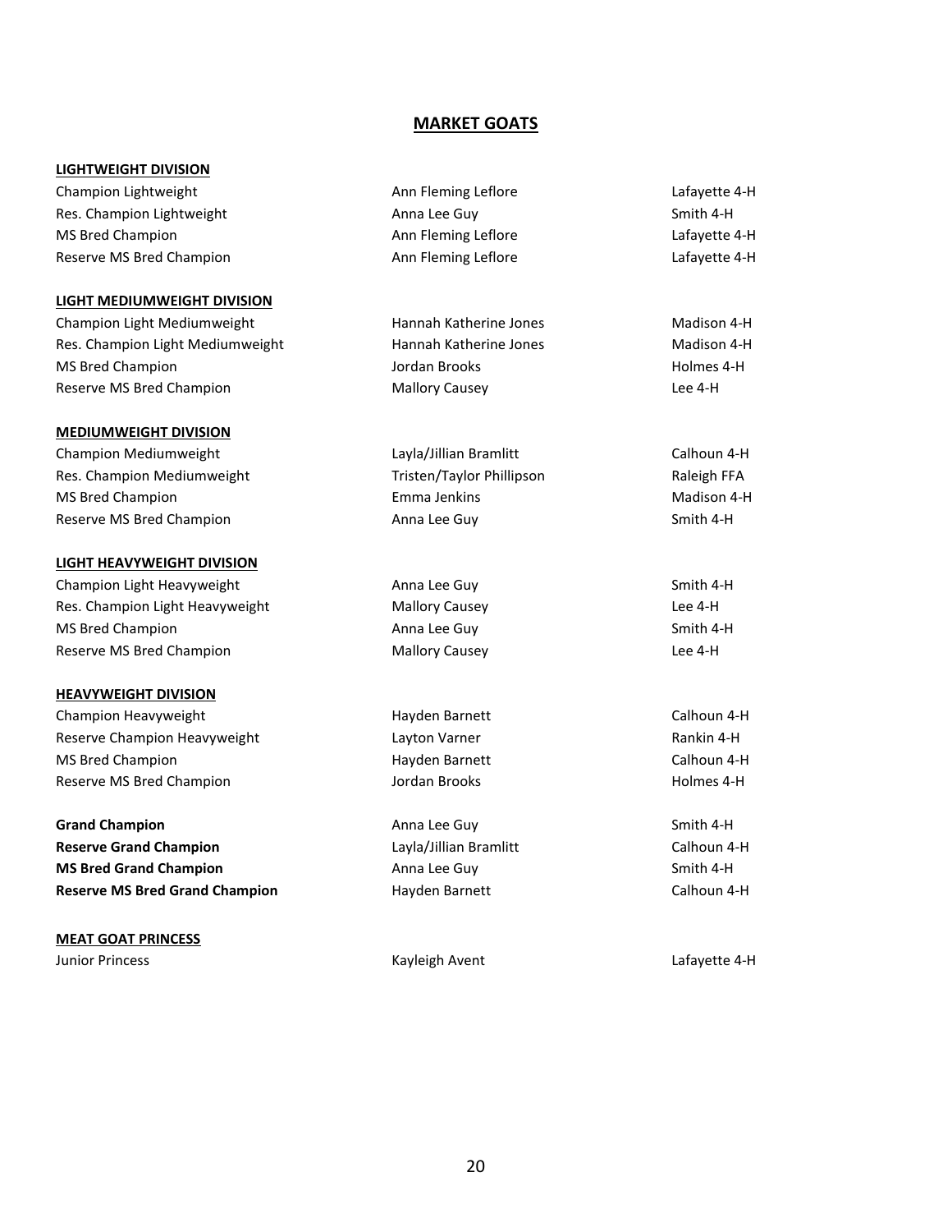# MARKET GOATS

**LIGHTWEIGHT DIVISION**

| | | |
|---|---|---|
| Champion Lightweight | Ann Fleming Leflore | Lafayette 4-H |
| Res. Champion Lightweight | Anna Lee Guy | Smith 4-H |
| MS Bred Champion | Ann Fleming Leflore | Lafayette 4-H |
| Reserve MS Bred Champion | Ann Fleming Leflore | Lafayette 4-H |

**LIGHT MEDIUMWEIGHT DIVISION**

| | | |
|---|---|---|
| Champion Light Mediumweight | Hannah Katherine Jones | Madison 4-H |
| Res. Champion Light Mediumweight | Hannah Katherine Jones | Madison 4-H |
| MS Bred Champion | Jordan Brooks | Holmes 4-H |
| Reserve MS Bred Champion | Mallory Causey | Lee 4-H |

**MEDIUMWEIGHT DIVISION**

| | | |
|---|---|---|
| Champion Mediumweight | Layla/Jillian Bramlitt | Calhoun 4-H |
| Res. Champion Mediumweight | Tristen/Taylor Phillipson | Raleigh FFA |
| MS Bred Champion | Emma Jenkins | Madison 4-H |
| Reserve MS Bred Champion | Anna Lee Guy | Smith 4-H |

**LIGHT HEAVYWEIGHT DIVISION**

| | | |
|---|---|---|
| Champion Light Heavyweight | Anna Lee Guy | Smith 4-H |
| Res. Champion Light Heavyweight | Mallory Causey | Lee 4-H |
| MS Bred Champion | Anna Lee Guy | Smith 4-H |
| Reserve MS Bred Champion | Mallory Causey | Lee 4-H |

**HEAVYWEIGHT DIVISION**

| | | |
|---|---|---|
| Champion Heavyweight | Hayden Barnett | Calhoun 4-H |
| Reserve Champion Heavyweight | Layton Varner | Rankin 4-H |
| MS Bred Champion | Hayden Barnett | Calhoun 4-H |
| Reserve MS Bred Champion | Jordan Brooks | Holmes 4-H |

| | | |
|---|---|---|
| **Grand Champion** | Anna Lee Guy | Smith 4-H |
| **Reserve Grand Champion** | Layla/Jillian Bramlitt | Calhoun 4-H |
| **MS Bred Grand Champion** | Anna Lee Guy | Smith 4-H |
| **Reserve MS Bred Grand Champion** | Hayden Barnett | Calhoun 4-H |

**MEAT GOAT PRINCESS**

| | | |
|---|---|---|
| Junior Princess | Kayleigh Avent | Lafayette 4-H |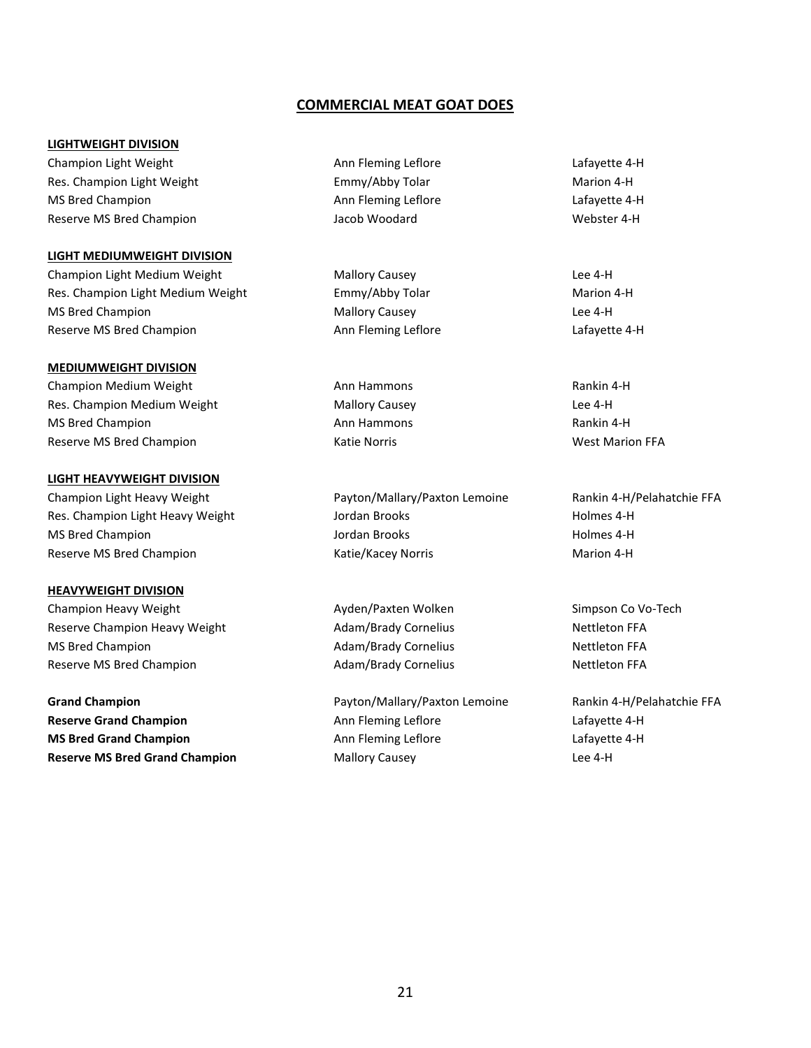## COMMERCIAL MEAT GOAT DOES

**LIGHTWEIGHT DIVISION**

| | | |
|---|---|---|
| Champion Light Weight | Ann Fleming Leflore | Lafayette 4-H |
| Res. Champion Light Weight | Emmy/Abby Tolar | Marion 4-H |
| MS Bred Champion | Ann Fleming Leflore | Lafayette 4-H |
| Reserve MS Bred Champion | Jacob Woodard | Webster 4-H |

**LIGHT MEDIUMWEIGHT DIVISION**

| | | |
|---|---|---|
| Champion Light Medium Weight | Mallory Causey | Lee 4-H |
| Res. Champion Light Medium Weight | Emmy/Abby Tolar | Marion 4-H |
| MS Bred Champion | Mallory Causey | Lee 4-H |
| Reserve MS Bred Champion | Ann Fleming Leflore | Lafayette 4-H |

**MEDIUMWEIGHT DIVISION**

| | | |
|---|---|---|
| Champion Medium Weight | Ann Hammons | Rankin 4-H |
| Res. Champion Medium Weight | Mallory Causey | Lee 4-H |
| MS Bred Champion | Ann Hammons | Rankin 4-H |
| Reserve MS Bred Champion | Katie Norris | West Marion FFA |

**LIGHT HEAVYWEIGHT DIVISION**

| | | |
|---|---|---|
| Champion Light Heavy Weight | Payton/Mallary/Paxton Lemoine | Rankin 4-H/Pelahatchie FFA |
| Res. Champion Light Heavy Weight | Jordan Brooks | Holmes 4-H |
| MS Bred Champion | Jordan Brooks | Holmes 4-H |
| Reserve MS Bred Champion | Katie/Kacey Norris | Marion 4-H |

**HEAVYWEIGHT DIVISION**

| | | |
|---|---|---|
| Champion Heavy Weight | Ayden/Paxten Wolken | Simpson Co Vo-Tech |
| Reserve Champion Heavy Weight | Adam/Brady Cornelius | Nettleton FFA |
| MS Bred Champion | Adam/Brady Cornelius | Nettleton FFA |
| Reserve MS Bred Champion | Adam/Brady Cornelius | Nettleton FFA |

| | | |
|---|---|---|
| **Grand Champion** | Payton/Mallary/Paxton Lemoine | Rankin 4-H/Pelahatchie FFA |
| **Reserve Grand Champion** | Ann Fleming Leflore | Lafayette 4-H |
| **MS Bred Grand Champion** | Ann Fleming Leflore | Lafayette 4-H |
| **Reserve MS Bred Grand Champion** | Mallory Causey | Lee 4-H |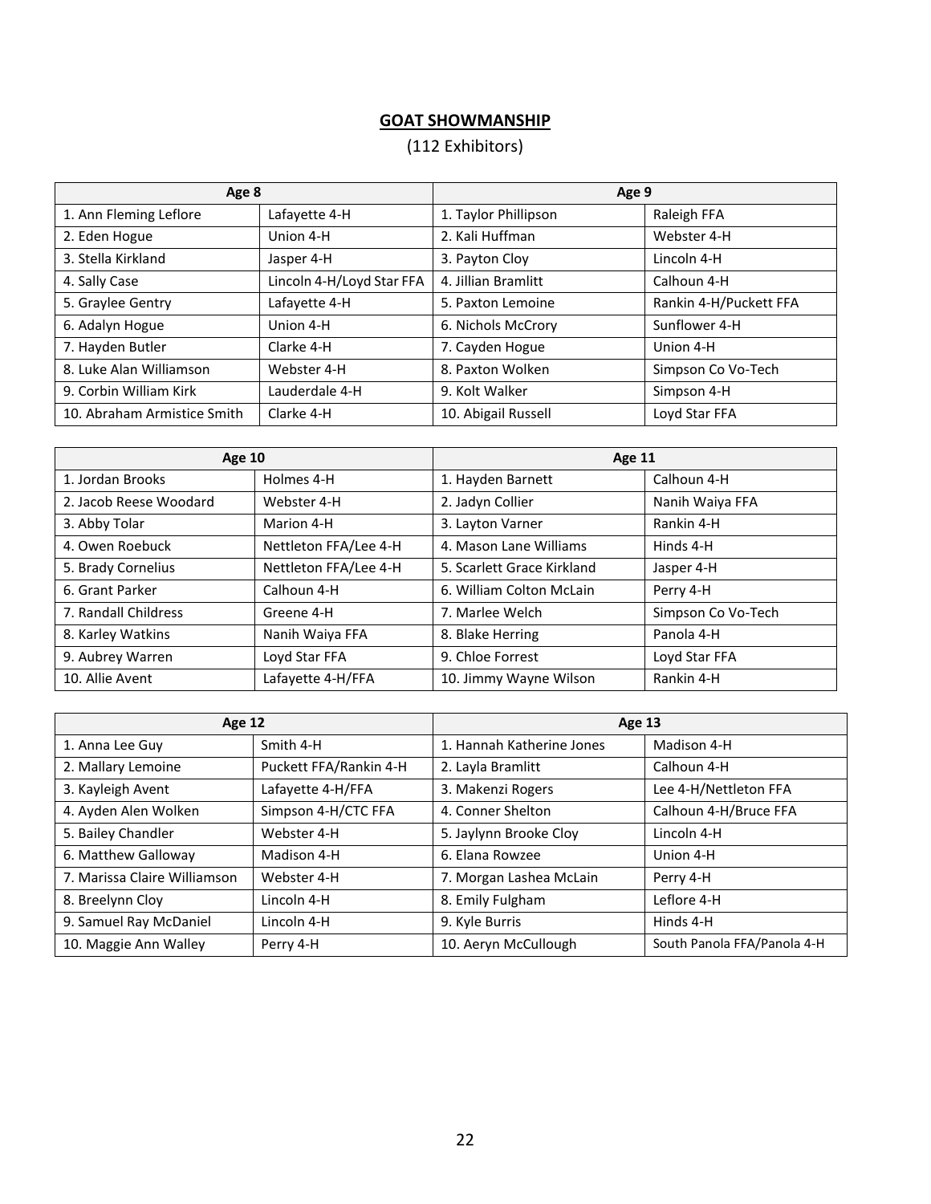## GOAT SHOWMANSHIP

(112 Exhibitors)

| Age 8 | | Age 9 | |
|---|---|---|---|
| 1. Ann Fleming Leflore | Lafayette 4-H | 1. Taylor Phillipson | Raleigh FFA |
| 2. Eden Hogue | Union 4-H | 2. Kali Huffman | Webster 4-H |
| 3. Stella Kirkland | Jasper 4-H | 3. Payton Cloy | Lincoln 4-H |
| 4. Sally Case | Lincoln 4-H/Loyd Star FFA | 4. Jillian Bramlitt | Calhoun 4-H |
| 5. Graylee Gentry | Lafayette 4-H | 5. Paxton Lemoine | Rankin 4-H/Puckett FFA |
| 6. Adalyn Hogue | Union 4-H | 6. Nichols McCrory | Sunflower 4-H |
| 7. Hayden Butler | Clarke 4-H | 7. Cayden Hogue | Union 4-H |
| 8. Luke Alan Williamson | Webster 4-H | 8. Paxton Wolken | Simpson Co Vo-Tech |
| 9. Corbin William Kirk | Lauderdale 4-H | 9. Kolt Walker | Simpson 4-H |
| 10. Abraham Armistice Smith | Clarke 4-H | 10. Abigail Russell | Loyd Star FFA |

| Age 10 | | Age 11 | |
|---|---|---|---|
| 1. Jordan Brooks | Holmes 4-H | 1. Hayden Barnett | Calhoun 4-H |
| 2. Jacob Reese Woodard | Webster 4-H | 2. Jadyn Collier | Nanih Waiya FFA |
| 3. Abby Tolar | Marion 4-H | 3. Layton Varner | Rankin 4-H |
| 4. Owen Roebuck | Nettleton FFA/Lee 4-H | 4. Mason Lane Williams | Hinds 4-H |
| 5. Brady Cornelius | Nettleton FFA/Lee 4-H | 5. Scarlett Grace Kirkland | Jasper 4-H |
| 6. Grant Parker | Calhoun 4-H | 6. William Colton McLain | Perry 4-H |
| 7. Randall Childress | Greene 4-H | 7. Marlee Welch | Simpson Co Vo-Tech |
| 8. Karley Watkins | Nanih Waiya FFA | 8. Blake Herring | Panola 4-H |
| 9. Aubrey Warren | Loyd Star FFA | 9. Chloe Forrest | Loyd Star FFA |
| 10. Allie Avent | Lafayette 4-H/FFA | 10. Jimmy Wayne Wilson | Rankin 4-H |

| Age 12 | | Age 13 | |
|---|---|---|---|
| 1. Anna Lee Guy | Smith 4-H | 1. Hannah Katherine Jones | Madison 4-H |
| 2. Mallary Lemoine | Puckett FFA/Rankin 4-H | 2. Layla Bramlitt | Calhoun 4-H |
| 3. Kayleigh Avent | Lafayette 4-H/FFA | 3. Makenzi Rogers | Lee 4-H/Nettleton FFA |
| 4. Ayden Alen Wolken | Simpson 4-H/CTC FFA | 4. Conner Shelton | Calhoun 4-H/Bruce FFA |
| 5. Bailey Chandler | Webster 4-H | 5. Jaylynn Brooke Cloy | Lincoln 4-H |
| 6. Matthew Galloway | Madison 4-H | 6. Elana Rowzee | Union 4-H |
| 7. Marissa Claire Williamson | Webster 4-H | 7. Morgan Lashea McLain | Perry 4-H |
| 8. Breelynn Cloy | Lincoln 4-H | 8. Emily Fulgham | Leflore 4-H |
| 9. Samuel Ray McDaniel | Lincoln 4-H | 9. Kyle Burris | Hinds 4-H |
| 10. Maggie Ann Walley | Perry 4-H | 10. Aeryn McCullough | South Panola FFA/Panola 4-H |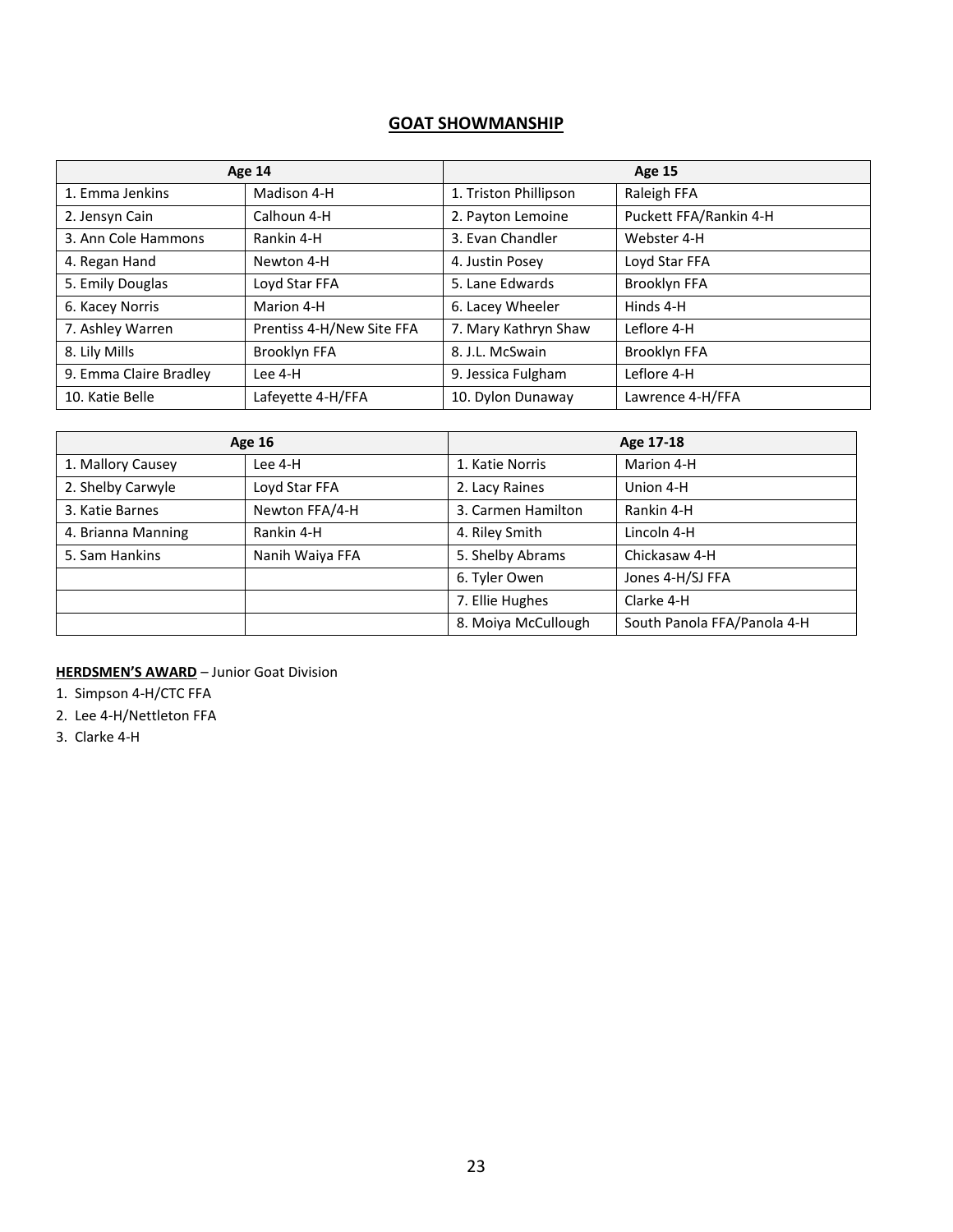## GOAT SHOWMANSHIP

| Age 14 | | Age 15 | |
|---|---|---|---|
| 1. Emma Jenkins | Madison 4-H | 1. Triston Phillipson | Raleigh FFA |
| 2. Jensyn Cain | Calhoun 4-H | 2. Payton Lemoine | Puckett FFA/Rankin 4-H |
| 3. Ann Cole Hammons | Rankin 4-H | 3. Evan Chandler | Webster 4-H |
| 4. Regan Hand | Newton 4-H | 4. Justin Posey | Loyd Star FFA |
| 5. Emily Douglas | Loyd Star FFA | 5. Lane Edwards | Brooklyn FFA |
| 6. Kacey Norris | Marion 4-H | 6. Lacey Wheeler | Hinds 4-H |
| 7. Ashley Warren | Prentiss 4-H/New Site FFA | 7. Mary Kathryn Shaw | Leflore 4-H |
| 8. Lily Mills | Brooklyn FFA | 8. J.L. McSwain | Brooklyn FFA |
| 9. Emma Claire Bradley | Lee 4-H | 9. Jessica Fulgham | Leflore 4-H |
| 10. Katie Belle | Lafeyette 4-H/FFA | 10. Dylon Dunaway | Lawrence 4-H/FFA |

| Age 16 | | Age 17-18 | |
|---|---|---|---|
| 1. Mallory Causey | Lee 4-H | 1. Katie Norris | Marion 4-H |
| 2. Shelby Carwyle | Loyd Star FFA | 2. Lacy Raines | Union 4-H |
| 3. Katie Barnes | Newton FFA/4-H | 3. Carmen Hamilton | Rankin 4-H |
| 4. Brianna Manning | Rankin 4-H | 4. Riley Smith | Lincoln 4-H |
| 5. Sam Hankins | Nanih Waiya FFA | 5. Shelby Abrams | Chickasaw 4-H |
| | | 6. Tyler Owen | Jones 4-H/SJ FFA |
| | | 7. Ellie Hughes | Clarke 4-H |
| | | 8. Moiya McCullough | South Panola FFA/Panola 4-H |

**HERDSMEN'S AWARD** – Junior Goat Division

1. Simpson 4-H/CTC FFA
2. Lee 4-H/Nettleton FFA
3. Clarke 4-H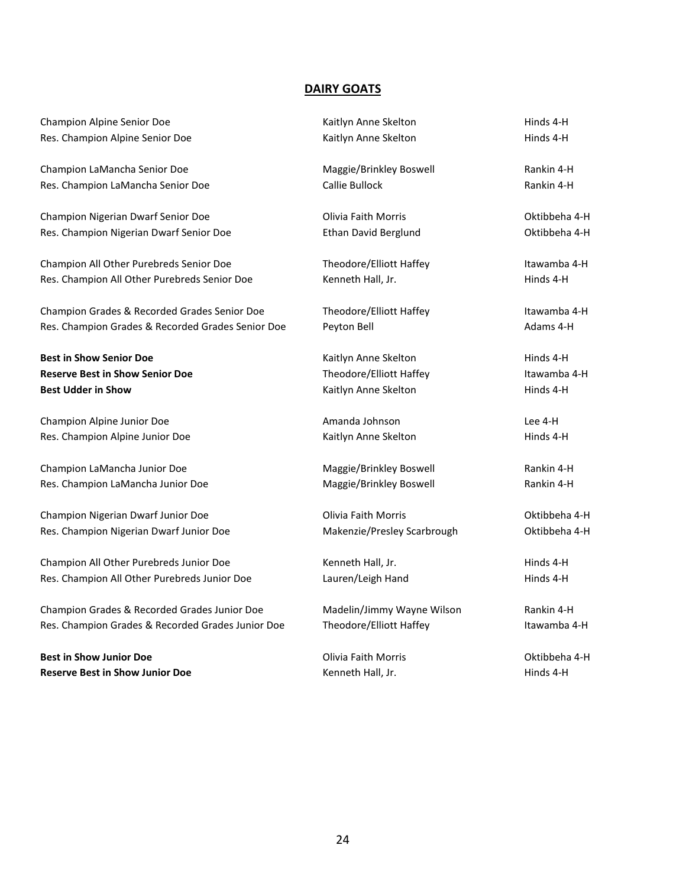## DAIRY GOATS

| | | |
|---|---|---|
| Champion Alpine Senior Doe | Kaitlyn Anne Skelton | Hinds 4-H |
| Res. Champion Alpine Senior Doe | Kaitlyn Anne Skelton | Hinds 4-H |
| | | |
| Champion LaMancha Senior Doe | Maggie/Brinkley Boswell | Rankin 4-H |
| Res. Champion LaMancha Senior Doe | Callie Bullock | Rankin 4-H |
| | | |
| Champion Nigerian Dwarf Senior Doe | Olivia Faith Morris | Oktibbeha 4-H |
| Res. Champion Nigerian Dwarf Senior Doe | Ethan David Berglund | Oktibbeha 4-H |
| | | |
| Champion All Other Purebreds Senior Doe | Theodore/Elliott Haffey | Itawamba 4-H |
| Res. Champion All Other Purebreds Senior Doe | Kenneth Hall, Jr. | Hinds 4-H |
| | | |
| Champion Grades & Recorded Grades Senior Doe | Theodore/Elliott Haffey | Itawamba 4-H |
| Res. Champion Grades & Recorded Grades Senior Doe | Peyton Bell | Adams 4-H |
| | | |
| **Best in Show Senior Doe** | Kaitlyn Anne Skelton | Hinds 4-H |
| **Reserve Best in Show Senior Doe** | Theodore/Elliott Haffey | Itawamba 4-H |
| **Best Udder in Show** | Kaitlyn Anne Skelton | Hinds 4-H |
| | | |
| Champion Alpine Junior Doe | Amanda Johnson | Lee 4-H |
| Res. Champion Alpine Junior Doe | Kaitlyn Anne Skelton | Hinds 4-H |
| | | |
| Champion LaMancha Junior Doe | Maggie/Brinkley Boswell | Rankin 4-H |
| Res. Champion LaMancha Junior Doe | Maggie/Brinkley Boswell | Rankin 4-H |
| | | |
| Champion Nigerian Dwarf Junior Doe | Olivia Faith Morris | Oktibbeha 4-H |
| Res. Champion Nigerian Dwarf Junior Doe | Makenzie/Presley Scarbrough | Oktibbeha 4-H |
| | | |
| Champion All Other Purebreds Junior Doe | Kenneth Hall, Jr. | Hinds 4-H |
| Res. Champion All Other Purebreds Junior Doe | Lauren/Leigh Hand | Hinds 4-H |
| | | |
| Champion Grades & Recorded Grades Junior Doe | Madelin/Jimmy Wayne Wilson | Rankin 4-H |
| Res. Champion Grades & Recorded Grades Junior Doe | Theodore/Elliott Haffey | Itawamba 4-H |
| | | |
| **Best in Show Junior Doe** | Olivia Faith Morris | Oktibbeha 4-H |
| **Reserve Best in Show Junior Doe** | Kenneth Hall, Jr. | Hinds 4-H |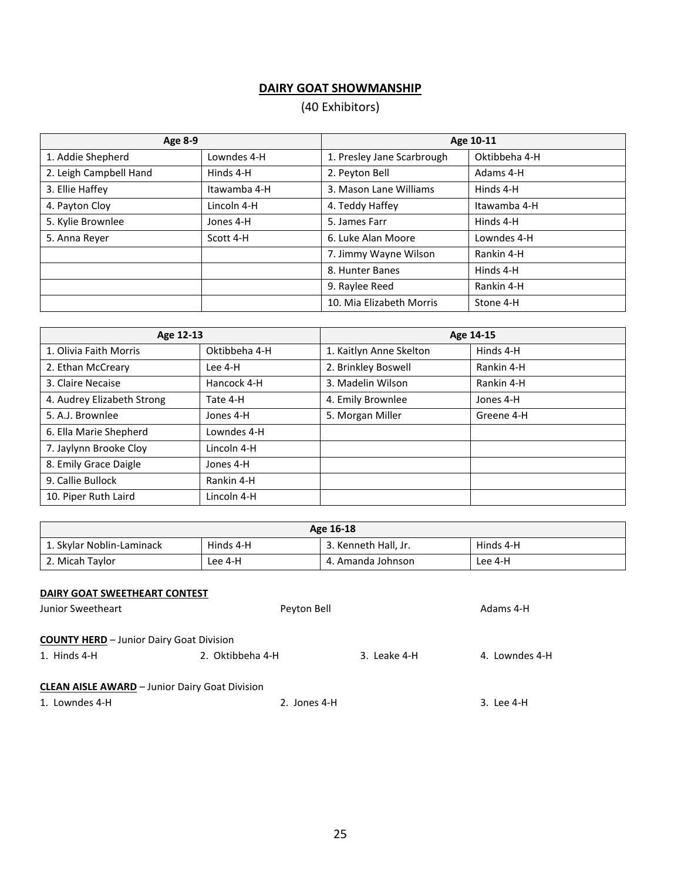## DAIRY GOAT SHOWMANSHIP

(40 Exhibitors)

| Age 8-9 | | Age 10-11 | |
|---|---|---|---|
| 1. Addie Shepherd | Lowndes 4-H | 1. Presley Jane Scarbrough | Oktibbeha 4-H |
| 2. Leigh Campbell Hand | Hinds 4-H | 2. Peyton Bell | Adams 4-H |
| 3. Ellie Haffey | Itawamba 4-H | 3. Mason Lane Williams | Hinds 4-H |
| 4. Payton Cloy | Lincoln 4-H | 4. Teddy Haffey | Itawamba 4-H |
| 5. Kylie Brownlee | Jones 4-H | 5. James Farr | Hinds 4-H |
| 5. Anna Reyer | Scott 4-H | 6. Luke Alan Moore | Lowndes 4-H |
| | | 7. Jimmy Wayne Wilson | Rankin 4-H |
| | | 8. Hunter Banes | Hinds 4-H |
| | | 9. Raylee Reed | Rankin 4-H |
| | | 10. Mia Elizabeth Morris | Stone 4-H |

| Age 12-13 | | Age 14-15 | |
|---|---|---|---|
| 1. Olivia Faith Morris | Oktibbeha 4-H | 1. Kaitlyn Anne Skelton | Hinds 4-H |
| 2. Ethan McCreary | Lee 4-H | 2. Brinkley Boswell | Rankin 4-H |
| 3. Claire Necaise | Hancock 4-H | 3. Madelin Wilson | Rankin 4-H |
| 4. Audrey Elizabeth Strong | Tate 4-H | 4. Emily Brownlee | Jones 4-H |
| 5. A.J. Brownlee | Jones 4-H | 5. Morgan Miller | Greene 4-H |
| 6. Ella Marie Shepherd | Lowndes 4-H | | |
| 7. Jaylynn Brooke Cloy | Lincoln 4-H | | |
| 8. Emily Grace Daigle | Jones 4-H | | |
| 9. Callie Bullock | Rankin 4-H | | |
| 10. Piper Ruth Laird | Lincoln 4-H | | |

| Age 16-18 | | | |
|---|---|---|---|
| 1. Skylar Noblin-Laminack | Hinds 4-H | 3. Kenneth Hall, Jr. | Hinds 4-H |
| 2. Micah Taylor | Lee 4-H | 4. Amanda Johnson | Lee 4-H |

**DAIRY GOAT SWEETHEART CONTEST**

Junior Sweetheart — Peyton Bell — Adams 4-H

**COUNTY HERD** – Junior Dairy Goat Division

1. Hinds 4-H
2. Oktibbeha 4-H
3. Leake 4-H
4. Lowndes 4-H

**CLEAN AISLE AWARD** – Junior Dairy Goat Division

1. Lowndes 4-H
2. Jones 4-H
3. Lee 4-H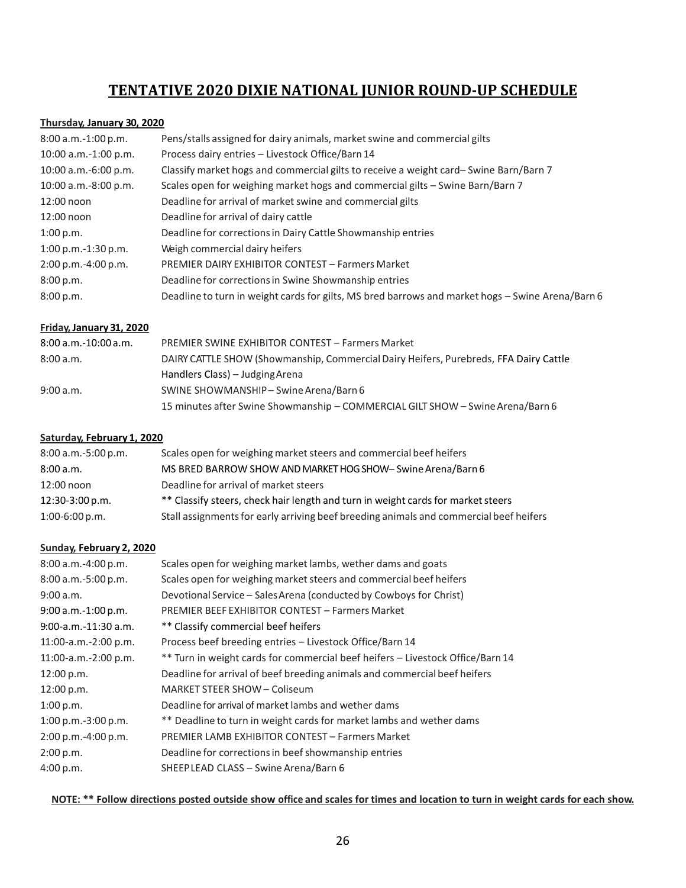# TENTATIVE 2020 DIXIE NATIONAL JUNIOR ROUND-UP SCHEDULE

**Thursday, January 30, 2020**

| | |
|---|---|
| 8:00 a.m.-1:00 p.m. | Pens/stalls assigned for dairy animals, market swine and commercial gilts |
| 10:00 a.m.-1:00 p.m. | Process dairy entries – Livestock Office/Barn 14 |
| 10:00 a.m.-6:00 p.m. | Classify market hogs and commercial gilts to receive a weight card– Swine Barn/Barn 7 |
| 10:00 a.m.-8:00 p.m. | Scales open for weighing market hogs and commercial gilts – Swine Barn/Barn 7 |
| 12:00 noon | Deadline for arrival of market swine and commercial gilts |
| 12:00 noon | Deadline for arrival of dairy cattle |
| 1:00 p.m. | Deadline for corrections in Dairy Cattle Showmanship entries |
| 1:00 p.m.-1:30 p.m. | Weigh commercial dairy heifers |
| 2:00 p.m.-4:00 p.m. | PREMIER DAIRY EXHIBITOR CONTEST – Farmers Market |
| 8:00 p.m. | Deadline for corrections in Swine Showmanship entries |
| 8:00 p.m. | Deadline to turn in weight cards for gilts, MS bred barrows and market hogs – Swine Arena/Barn 6 |

**Friday, January 31, 2020**

| | |
|---|---|
| 8:00 a.m.-10:00 a.m. | PREMIER SWINE EXHIBITOR CONTEST – Farmers Market |
| 8:00 a.m. | DAIRY CATTLE SHOW (Showmanship, Commercial Dairy Heifers, Purebreds, FFA Dairy Cattle Handlers Class) – Judging Arena |
| 9:00 a.m. | SWINE SHOWMANSHIP – Swine Arena/Barn 6 |
| | 15 minutes after Swine Showmanship – COMMERCIAL GILT SHOW – Swine Arena/Barn 6 |

**Saturday, February 1, 2020**

| | |
|---|---|
| 8:00 a.m.-5:00 p.m. | Scales open for weighing market steers and commercial beef heifers |
| 8:00 a.m. | MS BRED BARROW SHOW AND MARKET HOG SHOW– Swine Arena/Barn 6 |
| 12:00 noon | Deadline for arrival of market steers |
| 12:30-3:00 p.m. | ** Classify steers, check hair length and turn in weight cards for market steers |
| 1:00-6:00 p.m. | Stall assignments for early arriving beef breeding animals and commercial beef heifers |

**Sunday, February 2, 2020**

| | |
|---|---|
| 8:00 a.m.-4:00 p.m. | Scales open for weighing market lambs, wether dams and goats |
| 8:00 a.m.-5:00 p.m. | Scales open for weighing market steers and commercial beef heifers |
| 9:00 a.m. | Devotional Service – Sales Arena (conducted by Cowboys for Christ) |
| 9:00 a.m.-1:00 p.m. | PREMIER BEEF EXHIBITOR CONTEST – Farmers Market |
| 9:00-a.m.-11:30 a.m. | ** Classify commercial beef heifers |
| 11:00-a.m.-2:00 p.m. | Process beef breeding entries – Livestock Office/Barn 14 |
| 11:00-a.m.-2:00 p.m. | ** Turn in weight cards for commercial beef heifers – Livestock Office/Barn 14 |
| 12:00 p.m. | Deadline for arrival of beef breeding animals and commercial beef heifers |
| 12:00 p.m. | MARKET STEER SHOW – Coliseum |
| 1:00 p.m. | Deadline for arrival of market lambs and wether dams |
| 1:00 p.m.-3:00 p.m. | ** Deadline to turn in weight cards for market lambs and wether dams |
| 2:00 p.m.-4:00 p.m. | PREMIER LAMB EXHIBITOR CONTEST – Farmers Market |
| 2:00 p.m. | Deadline for corrections in beef showmanship entries |
| 4:00 p.m. | SHEEP LEAD CLASS – Swine Arena/Barn 6 |

**NOTE: ** Follow directions posted outside show office and scales for times and location to turn in weight cards for each show.**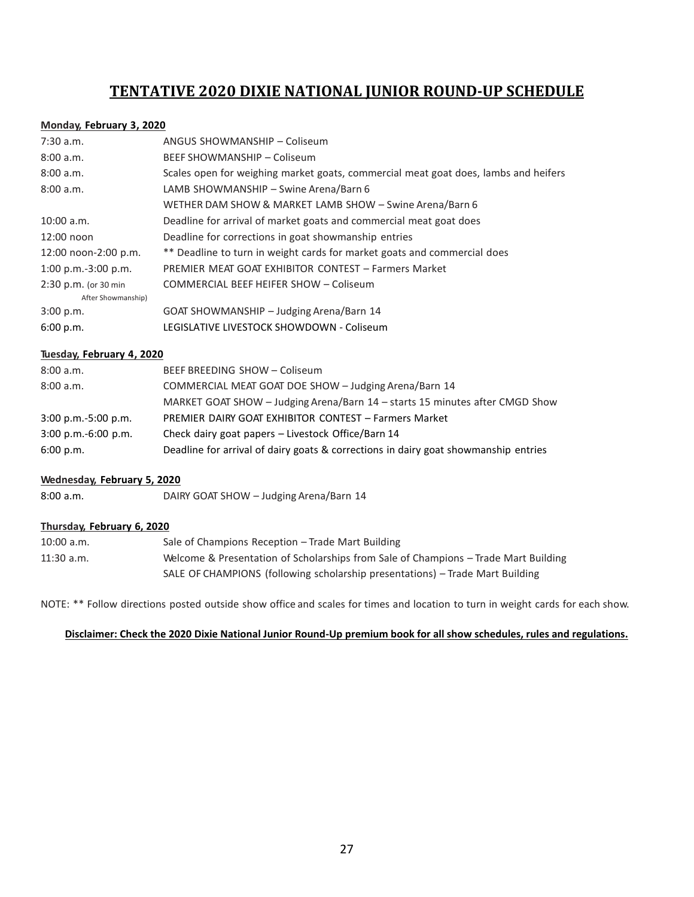# TENTATIVE 2020 DIXIE NATIONAL JUNIOR ROUND-UP SCHEDULE

**Monday, February 3, 2020**

| | |
|---|---|
| 7:30 a.m. | ANGUS SHOWMANSHIP – Coliseum |
| 8:00 a.m. | BEEF SHOWMANSHIP – Coliseum |
| 8:00 a.m. | Scales open for weighing market goats, commercial meat goat does, lambs and heifers |
| 8:00 a.m. | LAMB SHOWMANSHIP – Swine Arena/Barn 6 |
| | WETHER DAM SHOW & MARKET LAMB SHOW – Swine Arena/Barn 6 |
| 10:00 a.m. | Deadline for arrival of market goats and commercial meat goat does |
| 12:00 noon | Deadline for corrections in goat showmanship entries |
| 12:00 noon-2:00 p.m. | ** Deadline to turn in weight cards for market goats and commercial does |
| 1:00 p.m.-3:00 p.m. | PREMIER MEAT GOAT EXHIBITOR CONTEST – Farmers Market |
| 2:30 p.m. (or 30 min After Showmanship) | COMMERCIAL BEEF HEIFER SHOW – Coliseum |
| 3:00 p.m. | GOAT SHOWMANSHIP – Judging Arena/Barn 14 |
| 6:00 p.m. | LEGISLATIVE LIVESTOCK SHOWDOWN - Coliseum |

**Tuesday, February 4, 2020**

| | |
|---|---|
| 8:00 a.m. | BEEF BREEDING SHOW – Coliseum |
| 8:00 a.m. | COMMERCIAL MEAT GOAT DOE SHOW – Judging Arena/Barn 14 |
| | MARKET GOAT SHOW – Judging Arena/Barn 14 – starts 15 minutes after CMGD Show |
| 3:00 p.m.-5:00 p.m. | PREMIER DAIRY GOAT EXHIBITOR CONTEST – Farmers Market |
| 3:00 p.m.-6:00 p.m. | Check dairy goat papers – Livestock Office/Barn 14 |
| 6:00 p.m. | Deadline for arrival of dairy goats & corrections in dairy goat showmanship entries |

**Wednesday, February 5, 2020**

| | |
|---|---|
| 8:00 a.m. | DAIRY GOAT SHOW – Judging Arena/Barn 14 |

**Thursday, February 6, 2020**

| | |
|---|---|
| 10:00 a.m. | Sale of Champions Reception – Trade Mart Building |
| 11:30 a.m. | Welcome & Presentation of Scholarships from Sale of Champions – Trade Mart Building |
| | SALE OF CHAMPIONS (following scholarship presentations) – Trade Mart Building |

NOTE: ** Follow directions posted outside show office and scales for times and location to turn in weight cards for each show.

**Disclaimer: Check the 2020 Dixie National Junior Round-Up premium book for all show schedules, rules and regulations.**